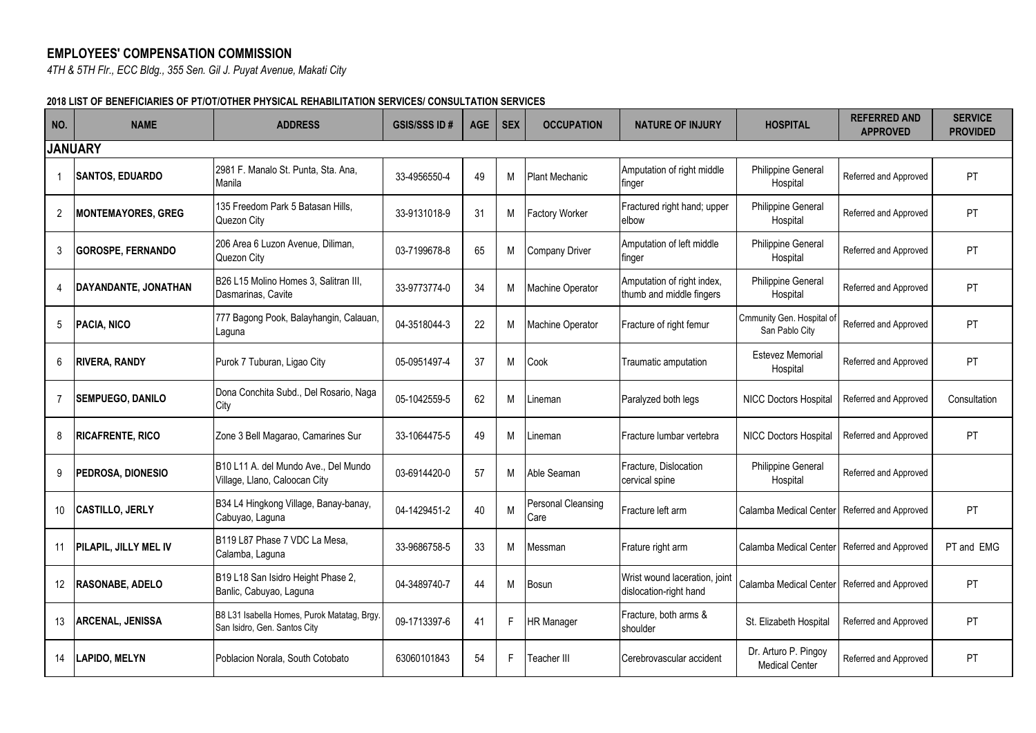# EMPLOYEES' COMPENSATION COMMISSION

*4TH & 5TH Flr., ECC Bldg., 355 Sen. Gil J. Puyat Avenue, Makati City*

**2018 LIST OF BENEFICIARIES OF PT/OT/OTHER PHYSICAL REHABILITATION SERVICES/ CONSULTATION SERVICES**

| NO. | NAME | ADDRESS | GSIS/SSS ID # | AGE | SEX | OCCUPATION | NATURE OF INJURY | HOSPITAL | REFERRED AND APPROVED | SERVICE PROVIDED |
|---|---|---|---|---|---|---|---|---|---|---|
| **JANUARY** | | | | | | | | | | |
| 1 | **SANTOS, EDUARDO** | 2981 F. Manalo St. Punta, Sta. Ana, Manila | 33-4956550-4 | 49 | M | Plant Mechanic | Amputation of right middle finger | Philippine General Hospital | Referred and Approved | PT |
| 2 | **MONTEMAYORES, GREG** | 135 Freedom Park 5 Batasan Hills, Quezon City | 33-9131018-9 | 31 | M | Factory Worker | Fractured right hand; upper elbow | Philippine General Hospital | Referred and Approved | PT |
| 3 | **GOROSPE, FERNANDO** | 206 Area 6 Luzon Avenue, Diliman, Quezon City | 03-7199678-8 | 65 | M | Company Driver | Amputation of left middle finger | Philippine General Hospital | Referred and Approved | PT |
| 4 | **DAYANDANTE, JONATHAN** | B26 L15 Molino Homes 3, Salitran III, Dasmarinas, Cavite | 33-9773774-0 | 34 | M | Machine Operator | Amputation of right index, thumb and middle fingers | Philippine General Hospital | Referred and Approved | PT |
| 5 | **PACIA, NICO** | 777 Bagong Pook, Balayhangin, Calauan, Laguna | 04-3518044-3 | 22 | M | Machine Operator | Fracture of right femur | Cmmunity Gen. Hospital of San Pablo City | Referred and Approved | PT |
| 6 | **RIVERA, RANDY** | Purok 7 Tuburan, Ligao City | 05-0951497-4 | 37 | M | Cook | Traumatic amputation | Estevez Memorial Hospital | Referred and Approved | PT |
| 7 | **SEMPUEGO, DANILO** | Dona Conchita Subd., Del Rosario, Naga City | 05-1042559-5 | 62 | M | Lineman | Paralyzed both legs | NICC Doctors Hospital | Referred and Approved | Consultation |
| 8 | **RICAFRENTE, RICO** | Zone 3 Bell Magarao, Camarines Sur | 33-1064475-5 | 49 | M | Lineman | Fracture lumbar vertebra | NICC Doctors Hospital | Referred and Approved | PT |
| 9 | **PEDROSA, DIONESIO** | B10 L11 A. del Mundo Ave., Del Mundo Village, Llano, Caloocan City | 03-6914420-0 | 57 | M | Able Seaman | Fracture, Dislocation cervical spine | Philippine General Hospital | Referred and Approved | |
| 10 | **CASTILLO, JERLY** | B34 L4 Hingkong Village, Banay-banay, Cabuyao, Laguna | 04-1429451-2 | 40 | M | Personal Cleansing Care | Fracture left arm | Calamba Medical Center | Referred and Approved | PT |
| 11 | **PILAPIL, JILLY MEL IV** | B119 L87 Phase 7 VDC La Mesa, Calamba, Laguna | 33-9686758-5 | 33 | M | Messman | Frature right arm | Calamba Medical Center | Referred and Approved | PT and EMG |
| 12 | **RASONABE, ADELO** | B19 L18 San Isidro Height Phase 2, Banlic, Cabuyao, Laguna | 04-3489740-7 | 44 | M | Bosun | Wrist wound laceration, joint dislocation-right hand | Calamba Medical Center | Referred and Approved | PT |
| 13 | **ARCENAL, JENISSA** | B8 L31 Isabella Homes, Purok Matatag, Brgy. San Isidro, Gen. Santos City | 09-1713397-6 | 41 | F | HR Manager | Fracture, both arms & shoulder | St. Elizabeth Hospital | Referred and Approved | PT |
| 14 | **LAPIDO, MELYN** | Poblacion Norala, South Cotobato | 63060101843 | 54 | F | Teacher III | Cerebrovascular accident | Dr. Arturo P. Pingoy Medical Center | Referred and Approved | PT |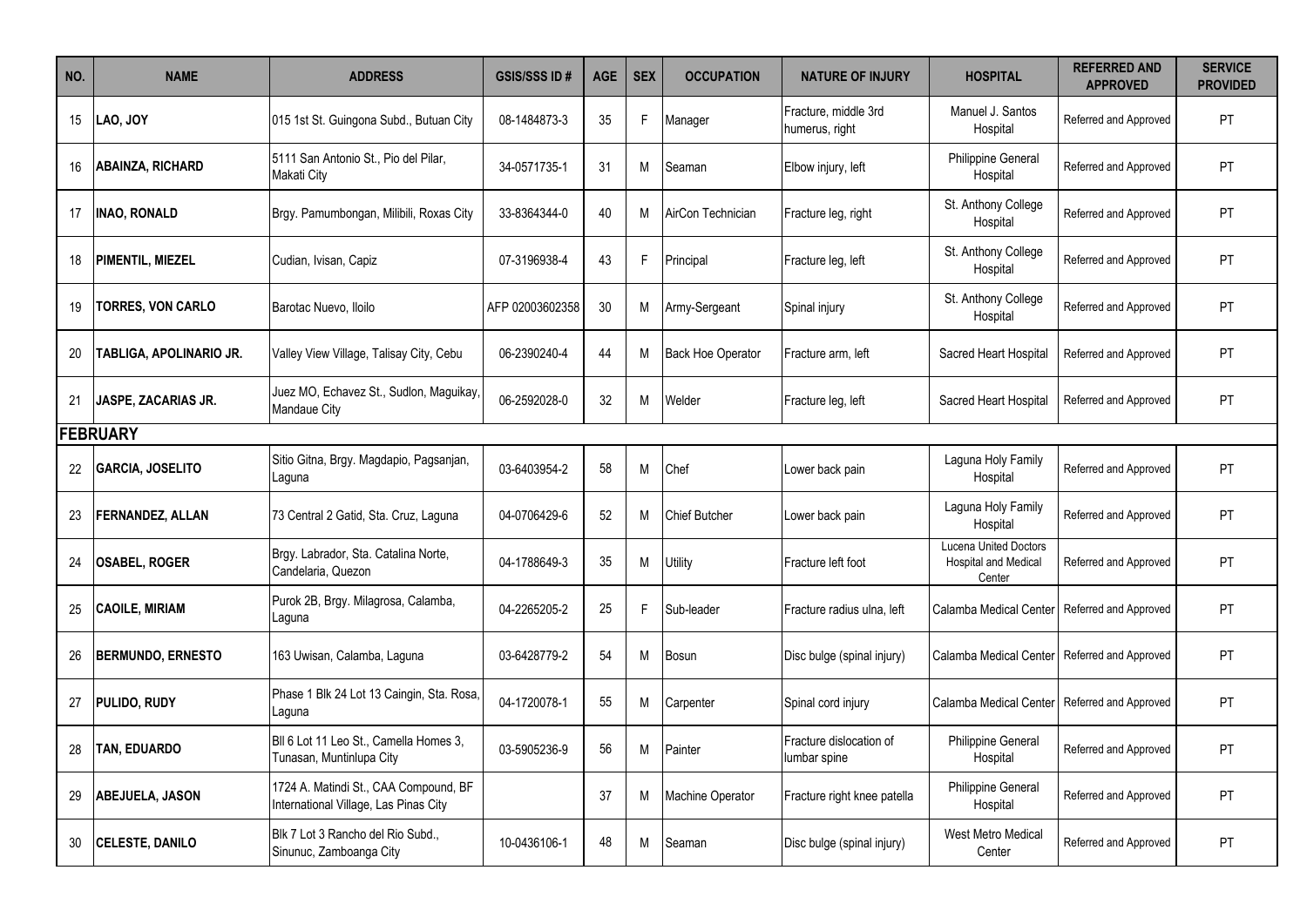| NO. | NAME | ADDRESS | GSIS/SSS ID # | AGE | SEX | OCCUPATION | NATURE OF INJURY | HOSPITAL | REFERRED AND APPROVED | SERVICE PROVIDED |
|---|---|---|---|---|---|---|---|---|---|---|
| 15 | **LAO, JOY** | 015 1st St. Guingona Subd., Butuan City | 08-1484873-3 | 35 | F | Manager | Fracture, middle 3rd humerus, right | Manuel J. Santos Hospital | Referred and Approved | PT |
| 16 | **ABAINZA, RICHARD** | 5111 San Antonio St., Pio del Pilar, Makati City | 34-0571735-1 | 31 | M | Seaman | Elbow injury, left | Philippine General Hospital | Referred and Approved | PT |
| 17 | **INAO, RONALD** | Brgy. Pamumbongan, Milibili, Roxas City | 33-8364344-0 | 40 | M | AirCon Technician | Fracture leg, right | St. Anthony College Hospital | Referred and Approved | PT |
| 18 | **PIMENTIL, MIEZEL** | Cudian, Ivisan, Capiz | 07-3196938-4 | 43 | F | Principal | Fracture leg, left | St. Anthony College Hospital | Referred and Approved | PT |
| 19 | **TORRES, VON CARLO** | Barotac Nuevo, Iloilo | AFP 02003602358 | 30 | M | Army-Sergeant | Spinal injury | St. Anthony College Hospital | Referred and Approved | PT |
| 20 | **TABLIGA, APOLINARIO JR.** | Valley View Village, Talisay City, Cebu | 06-2390240-4 | 44 | M | Back Hoe Operator | Fracture arm, left | Sacred Heart Hospital | Referred and Approved | PT |
| 21 | **JASPE, ZACARIAS JR.** | Juez MO, Echavez St., Sudlon, Maguikay, Mandaue City | 06-2592028-0 | 32 | M | Welder | Fracture leg, left | Sacred Heart Hospital | Referred and Approved | PT |
| **FEBRUARY** | | | | | | | | | | |
| 22 | **GARCIA, JOSELITO** | Sitio Gitna, Brgy. Magdapio, Pagsanjan, Laguna | 03-6403954-2 | 58 | M | Chef | Lower back pain | Laguna Holy Family Hospital | Referred and Approved | PT |
| 23 | **FERNANDEZ, ALLAN** | 73 Central 2 Gatid, Sta. Cruz, Laguna | 04-0706429-6 | 52 | M | Chief Butcher | Lower back pain | Laguna Holy Family Hospital | Referred and Approved | PT |
| 24 | **OSABEL, ROGER** | Brgy. Labrador, Sta. Catalina Norte, Candelaria, Quezon | 04-1788649-3 | 35 | M | Utility | Fracture left foot | Lucena United Doctors Hospital and Medical Center | Referred and Approved | PT |
| 25 | **CAOILE, MIRIAM** | Purok 2B, Brgy. Milagrosa, Calamba, Laguna | 04-2265205-2 | 25 | F | Sub-leader | Fracture radius ulna, left | Calamba Medical Center | Referred and Approved | PT |
| 26 | **BERMUNDO, ERNESTO** | 163 Uwisan, Calamba, Laguna | 03-6428779-2 | 54 | M | Bosun | Disc bulge (spinal injury) | Calamba Medical Center | Referred and Approved | PT |
| 27 | **PULIDO, RUDY** | Phase 1 Blk 24 Lot 13 Caingin, Sta. Rosa, Laguna | 04-1720078-1 | 55 | M | Carpenter | Spinal cord injury | Calamba Medical Center | Referred and Approved | PT |
| 28 | **TAN, EDUARDO** | Bll 6 Lot 11 Leo St., Camella Homes 3, Tunasan, Muntinlupa City | 03-5905236-9 | 56 | M | Painter | Fracture dislocation of lumbar spine | Philippine General Hospital | Referred and Approved | PT |
| 29 | **ABEJUELA, JASON** | 1724 A. Matindi St., CAA Compound, BF International Village, Las Pinas City | | 37 | M | Machine Operator | Fracture right knee patella | Philippine General Hospital | Referred and Approved | PT |
| 30 | **CELESTE, DANILO** | Blk 7 Lot 3 Rancho del Rio Subd., Sinunuc, Zamboanga City | 10-0436106-1 | 48 | M | Seaman | Disc bulge (spinal injury) | West Metro Medical Center | Referred and Approved | PT |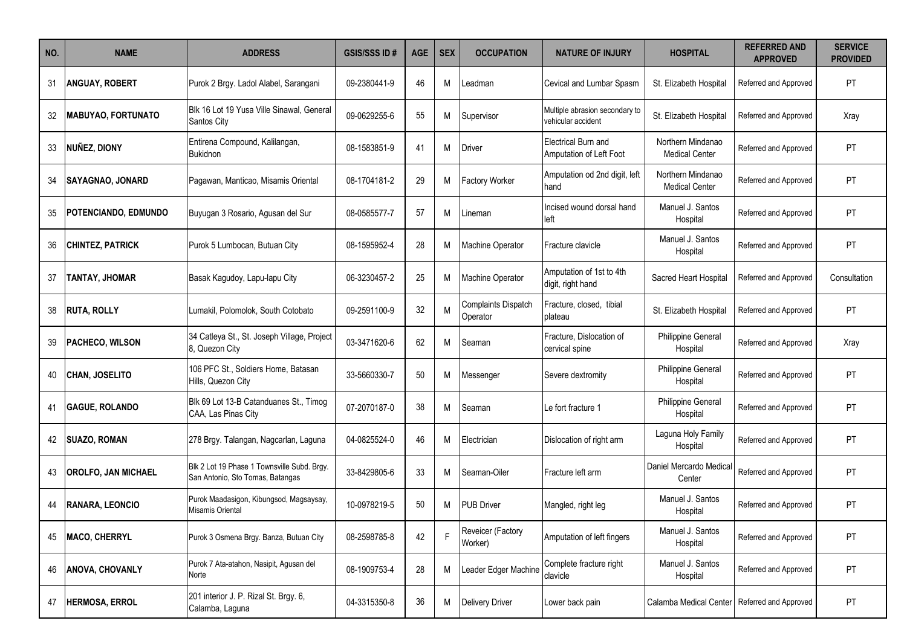| NO. | NAME | ADDRESS | GSIS/SSS ID # | AGE | SEX | OCCUPATION | NATURE OF INJURY | HOSPITAL | REFERRED AND APPROVED | SERVICE PROVIDED |
|---|---|---|---|---|---|---|---|---|---|---|
| 31 | **ANGUAY, ROBERT** | Purok 2 Brgy. Ladol Alabel, Sarangani | 09-2380441-9 | 46 | M | Leadman | Cevical and Lumbar Spasm | St. Elizabeth Hospital | Referred and Approved | PT |
| 32 | **MABUYAO, FORTUNATO** | Blk 16 Lot 19 Yusa Ville Sinawal, General Santos City | 09-0629255-6 | 55 | M | Supervisor | Multiple abrasion secondary to vehicular accident | St. Elizabeth Hospital | Referred and Approved | Xray |
| 33 | **NUÑEZ, DIONY** | Entirena Compound, Kalilangan, Bukidnon | 08-1583851-9 | 41 | M | Driver | Electrical Burn and Amputation of Left Foot | Northern Mindanao Medical Center | Referred and Approved | PT |
| 34 | **SAYAGNAO, JONARD** | Pagawan, Manticao, Misamis Oriental | 08-1704181-2 | 29 | M | Factory Worker | Amputation od 2nd digit, left hand | Northern Mindanao Medical Center | Referred and Approved | PT |
| 35 | **POTENCIANDO, EDMUNDO** | Buyugan 3 Rosario, Agusan del Sur | 08-0585577-7 | 57 | M | Lineman | Incised wound dorsal hand left | Manuel J. Santos Hospital | Referred and Approved | PT |
| 36 | **CHINTEZ, PATRICK** | Purok 5 Lumbocan, Butuan City | 08-1595952-4 | 28 | M | Machine Operator | Fracture clavicle | Manuel J. Santos Hospital | Referred and Approved | PT |
| 37 | **TANTAY, JHOMAR** | Basak Kagudoy, Lapu-lapu City | 06-3230457-2 | 25 | M | Machine Operator | Amputation of 1st to 4th digit, right hand | Sacred Heart Hospital | Referred and Approved | Consultation |
| 38 | **RUTA, ROLLY** | Lumakil, Polomolok, South Cotobato | 09-2591100-9 | 32 | M | Complaints Dispatch Operator | Fracture, closed, tibial plateau | St. Elizabeth Hospital | Referred and Approved | PT |
| 39 | **PACHECO, WILSON** | 34 Catleya St., St. Joseph Village, Project 8, Quezon City | 03-3471620-6 | 62 | M | Seaman | Fracture, Dislocation of cervical spine | Philippine General Hospital | Referred and Approved | Xray |
| 40 | **CHAN, JOSELITO** | 106 PFC St., Soldiers Home, Batasan Hills, Quezon City | 33-5660330-7 | 50 | M | Messenger | Severe dextromity | Philippine General Hospital | Referred and Approved | PT |
| 41 | **GAGUE, ROLANDO** | Blk 69 Lot 13-B Catanduanes St., Timog CAA, Las Pinas City | 07-2070187-0 | 38 | M | Seaman | Le fort fracture 1 | Philippine General Hospital | Referred and Approved | PT |
| 42 | **SUAZO, ROMAN** | 278 Brgy. Talangan, Nagcarlan, Laguna | 04-0825524-0 | 46 | M | Electrician | Dislocation of right arm | Laguna Holy Family Hospital | Referred and Approved | PT |
| 43 | **OROLFO, JAN MICHAEL** | Blk 2 Lot 19 Phase 1 Townsville Subd. Brgy. San Antonio, Sto Tomas, Batangas | 33-8429805-6 | 33 | M | Seaman-Oiler | Fracture left arm | Daniel Mercardo Medical Center | Referred and Approved | PT |
| 44 | **RANARA, LEONCIO** | Purok Maadasigon, Kibungsod, Magsaysay, Misamis Oriental | 10-0978219-5 | 50 | M | PUB Driver | Mangled, right leg | Manuel J. Santos Hospital | Referred and Approved | PT |
| 45 | **MACO, CHERRYL** | Purok 3 Osmena Brgy. Banza, Butuan City | 08-2598785-8 | 42 | F | Reveicer (Factory Worker) | Amputation of left fingers | Manuel J. Santos Hospital | Referred and Approved | PT |
| 46 | **ANOVA, CHOVANLY** | Purok 7 Ata-atahon, Nasipit, Agusan del Norte | 08-1909753-4 | 28 | M | Leader Edger Machine | Complete fracture right clavicle | Manuel J. Santos Hospital | Referred and Approved | PT |
| 47 | **HERMOSA, ERROL** | 201 interior J. P. Rizal St. Brgy. 6, Calamba, Laguna | 04-3315350-8 | 36 | M | Delivery Driver | Lower back pain | Calamba Medical Center | Referred and Approved | PT |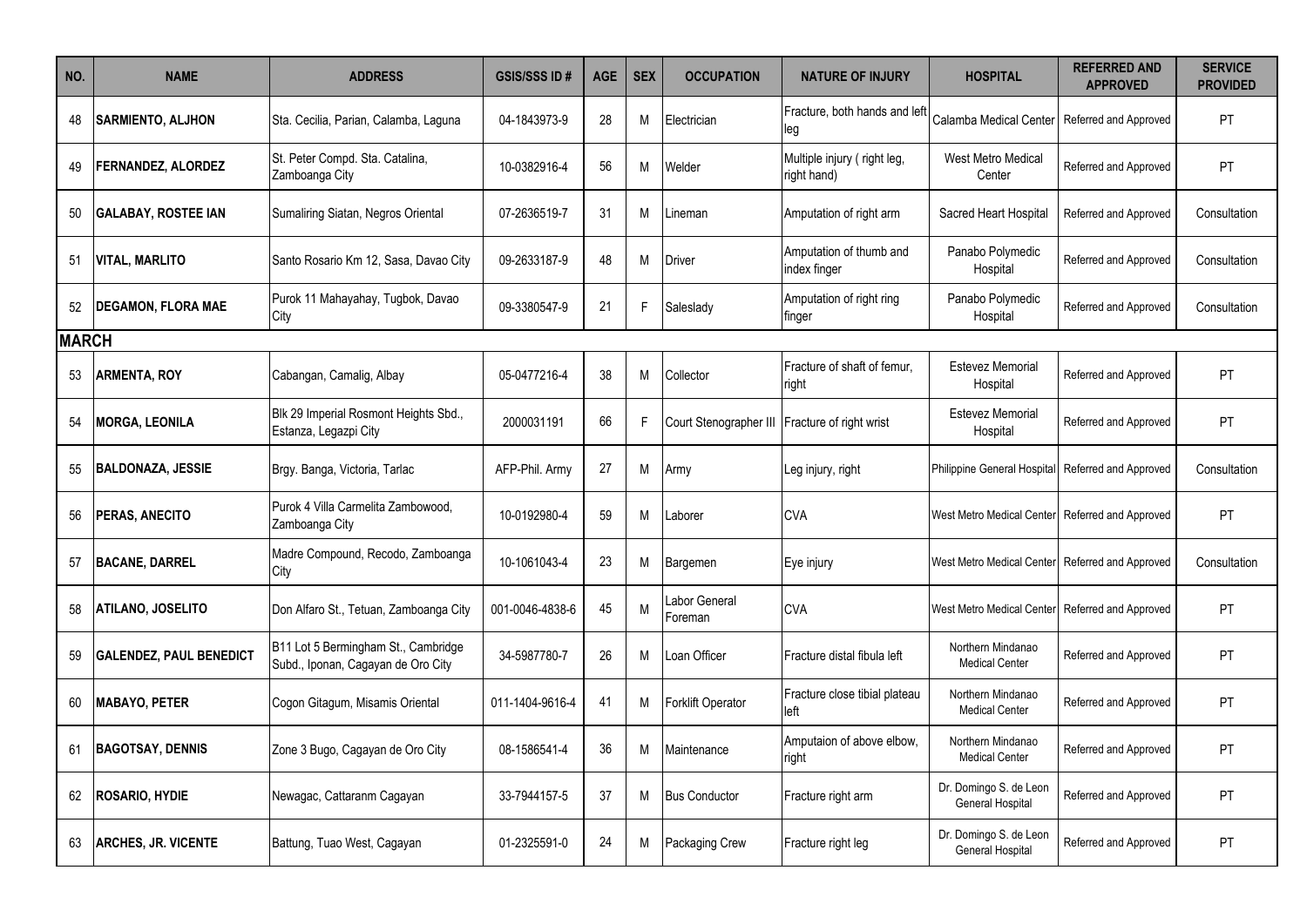| NO. | NAME | ADDRESS | GSIS/SSS ID # | AGE | SEX | OCCUPATION | NATURE OF INJURY | HOSPITAL | REFERRED AND APPROVED | SERVICE PROVIDED |
|---|---|---|---|---|---|---|---|---|---|---|
| 48 | **SARMIENTO, ALJHON** | Sta. Cecilia, Parian, Calamba, Laguna | 04-1843973-9 | 28 | M | Electrician | Fracture, both hands and left leg | Calamba Medical Center | Referred and Approved | PT |
| 49 | **FERNANDEZ, ALORDEZ** | St. Peter Compd. Sta. Catalina, Zamboanga City | 10-0382916-4 | 56 | M | Welder | Multiple injury ( right leg, right hand) | West Metro Medical Center | Referred and Approved | PT |
| 50 | **GALABAY, ROSTEE IAN** | Sumaliring Siatan, Negros Oriental | 07-2636519-7 | 31 | M | Lineman | Amputation of right arm | Sacred Heart Hospital | Referred and Approved | Consultation |
| 51 | **VITAL, MARLITO** | Santo Rosario Km 12, Sasa, Davao City | 09-2633187-9 | 48 | M | Driver | Amputation of thumb and index finger | Panabo Polymedic Hospital | Referred and Approved | Consultation |
| 52 | **DEGAMON, FLORA MAE** | Purok 11 Mahayahay, Tugbok, Davao City | 09-3380547-9 | 21 | F | Saleslady | Amputation of right ring finger | Panabo Polymedic Hospital | Referred and Approved | Consultation |
| **MARCH** | | | | | | | | | | |
| 53 | **ARMENTA, ROY** | Cabangan, Camalig, Albay | 05-0477216-4 | 38 | M | Collector | Fracture of shaft of femur, right | Estevez Memorial Hospital | Referred and Approved | PT |
| 54 | **MORGA, LEONILA** | Blk 29 Imperial Rosmont Heights Sbd., Estanza, Legazpi City | 2000031191 | 66 | F | Court Stenographer III | Fracture of right wrist | Estevez Memorial Hospital | Referred and Approved | PT |
| 55 | **BALDONAZA, JESSIE** | Brgy. Banga, Victoria, Tarlac | AFP-Phil. Army | 27 | M | Army | Leg injury, right | Philippine General Hospital | Referred and Approved | Consultation |
| 56 | **PERAS, ANECITO** | Purok 4 Villa Carmelita Zambowood, Zamboanga City | 10-0192980-4 | 59 | M | Laborer | CVA | West Metro Medical Center | Referred and Approved | PT |
| 57 | **BACANE, DARREL** | Madre Compound, Recodo, Zamboanga City | 10-1061043-4 | 23 | M | Bargemen | Eye injury | West Metro Medical Center | Referred and Approved | Consultation |
| 58 | **ATILANO, JOSELITO** | Don Alfaro St., Tetuan, Zamboanga City | 001-0046-4838-6 | 45 | M | Labor General Foreman | CVA | West Metro Medical Center | Referred and Approved | PT |
| 59 | **GALENDEZ, PAUL BENEDICT** | B11 Lot 5 Bermingham St., Cambridge Subd., Iponan, Cagayan de Oro City | 34-5987780-7 | 26 | M | Loan Officer | Fracture distal fibula left | Northern Mindanao Medical Center | Referred and Approved | PT |
| 60 | **MABAYO, PETER** | Cogon Gitagum, Misamis Oriental | 011-1404-9616-4 | 41 | M | Forklift Operator | Fracture close tibial plateau left | Northern Mindanao Medical Center | Referred and Approved | PT |
| 61 | **BAGOTSAY, DENNIS** | Zone 3 Bugo, Cagayan de Oro City | 08-1586541-4 | 36 | M | Maintenance | Amputaion of above elbow, right | Northern Mindanao Medical Center | Referred and Approved | PT |
| 62 | **ROSARIO, HYDIE** | Newagac, Cattaranm Cagayan | 33-7944157-5 | 37 | M | Bus Conductor | Fracture right arm | Dr. Domingo S. de Leon General Hospital | Referred and Approved | PT |
| 63 | **ARCHES, JR. VICENTE** | Battung, Tuao West, Cagayan | 01-2325591-0 | 24 | M | Packaging Crew | Fracture right leg | Dr. Domingo S. de Leon General Hospital | Referred and Approved | PT |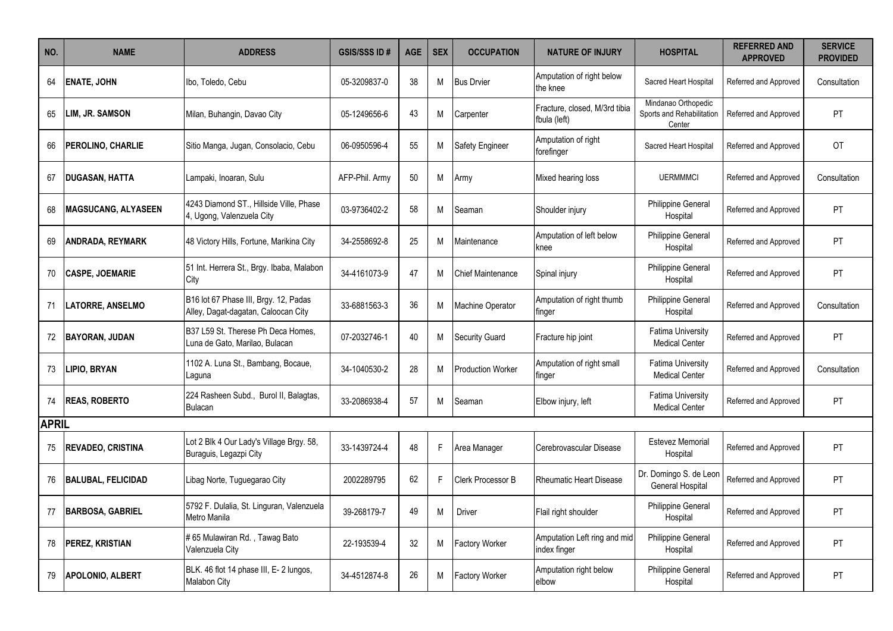| NO. | NAME | ADDRESS | GSIS/SSS ID # | AGE | SEX | OCCUPATION | NATURE OF INJURY | HOSPITAL | REFERRED AND APPROVED | SERVICE PROVIDED |
|---|---|---|---|---|---|---|---|---|---|---|
| 64 | **ENATE, JOHN** | Ibo, Toledo, Cebu | 05-3209837-0 | 38 | M | Bus Drvier | Amputation of right below the knee | Sacred Heart Hospital | Referred and Approved | Consultation |
| 65 | **LIM, JR. SAMSON** | Milan, Buhangin, Davao City | 05-1249656-6 | 43 | M | Carpenter | Fracture, closed, M/3rd tibia fbula (left) | Mindanao Orthopedic Sports and Rehabilitation Center | Referred and Approved | PT |
| 66 | **PEROLINO, CHARLIE** | Sitio Manga, Jugan, Consolacio, Cebu | 06-0950596-4 | 55 | M | Safety Engineer | Amputation of right forefinger | Sacred Heart Hospital | Referred and Approved | OT |
| 67 | **DUGASAN, HATTA** | Lampaki, Inoaran, Sulu | AFP-Phil. Army | 50 | M | Army | Mixed hearing loss | UERMMMCI | Referred and Approved | Consultation |
| 68 | **MAGSUCANG, ALYASEEN** | 4243 Diamond ST., Hillside Ville, Phase 4, Ugong, Valenzuela City | 03-9736402-2 | 58 | M | Seaman | Shoulder injury | Philippine General Hospital | Referred and Approved | PT |
| 69 | **ANDRADA, REYMARK** | 48 Victory Hills, Fortune, Marikina City | 34-2558692-8 | 25 | M | Maintenance | Amputation of left below knee | Philippine General Hospital | Referred and Approved | PT |
| 70 | **CASPE, JOEMARIE** | 51 Int. Herrera St., Brgy. Ibaba, Malabon City | 34-4161073-9 | 47 | M | Chief Maintenance | Spinal injury | Philippine General Hospital | Referred and Approved | PT |
| 71 | **LATORRE, ANSELMO** | B16 lot 67 Phase III, Brgy. 12, Padas Alley, Dagat-dagatan, Caloocan City | 33-6881563-3 | 36 | M | Machine Operator | Amputation of right thumb finger | Philippine General Hospital | Referred and Approved | Consultation |
| 72 | **BAYORAN, JUDAN** | B37 L59 St. Therese Ph Deca Homes, Luna de Gato, Marilao, Bulacan | 07-2032746-1 | 40 | M | Security Guard | Fracture hip joint | Fatima University Medical Center | Referred and Approved | PT |
| 73 | **LIPIO, BRYAN** | 1102 A. Luna St., Bambang, Bocaue, Laguna | 34-1040530-2 | 28 | M | Production Worker | Amputation of right small finger | Fatima University Medical Center | Referred and Approved | Consultation |
| 74 | **REAS, ROBERTO** | 224 Rasheen Subd., Burol II, Balagtas, Bulacan | 33-2086938-4 | 57 | M | Seaman | Elbow injury, left | Fatima University Medical Center | Referred and Approved | PT |
| **APRIL** | | | | | | | | | | |
| 75 | **REVADEO, CRISTINA** | Lot 2 Blk 4 Our Lady's Village Brgy. 58, Buraguis, Legazpi City | 33-1439724-4 | 48 | F | Area Manager | Cerebrovascular Disease | Estevez Memorial Hospital | Referred and Approved | PT |
| 76 | **BALUBAL, FELICIDAD** | Libag Norte, Tuguegarao City | 2002289795 | 62 | F | Clerk Processor B | Rheumatic Heart Disease | Dr. Domingo S. de Leon General Hospital | Referred and Approved | PT |
| 77 | **BARBOSA, GABRIEL** | 5792 F. Dulalia, St. Linguran, Valenzuela Metro Manila | 39-268179-7 | 49 | M | Driver | Flail right shoulder | Philippine General Hospital | Referred and Approved | PT |
| 78 | **PEREZ, KRISTIAN** | # 65 Mulawiran Rd. , Tawag Bato Valenzuela City | 22-193539-4 | 32 | M | Factory Worker | Amputation Left ring and mid index finger | Philippine General Hospital | Referred and Approved | PT |
| 79 | **APOLONIO, ALBERT** | BLK. 46 flot 14 phase III, E- 2 lungos, Malabon City | 34-4512874-8 | 26 | M | Factory Worker | Amputation right below elbow | Philippine General Hospital | Referred and Approved | PT |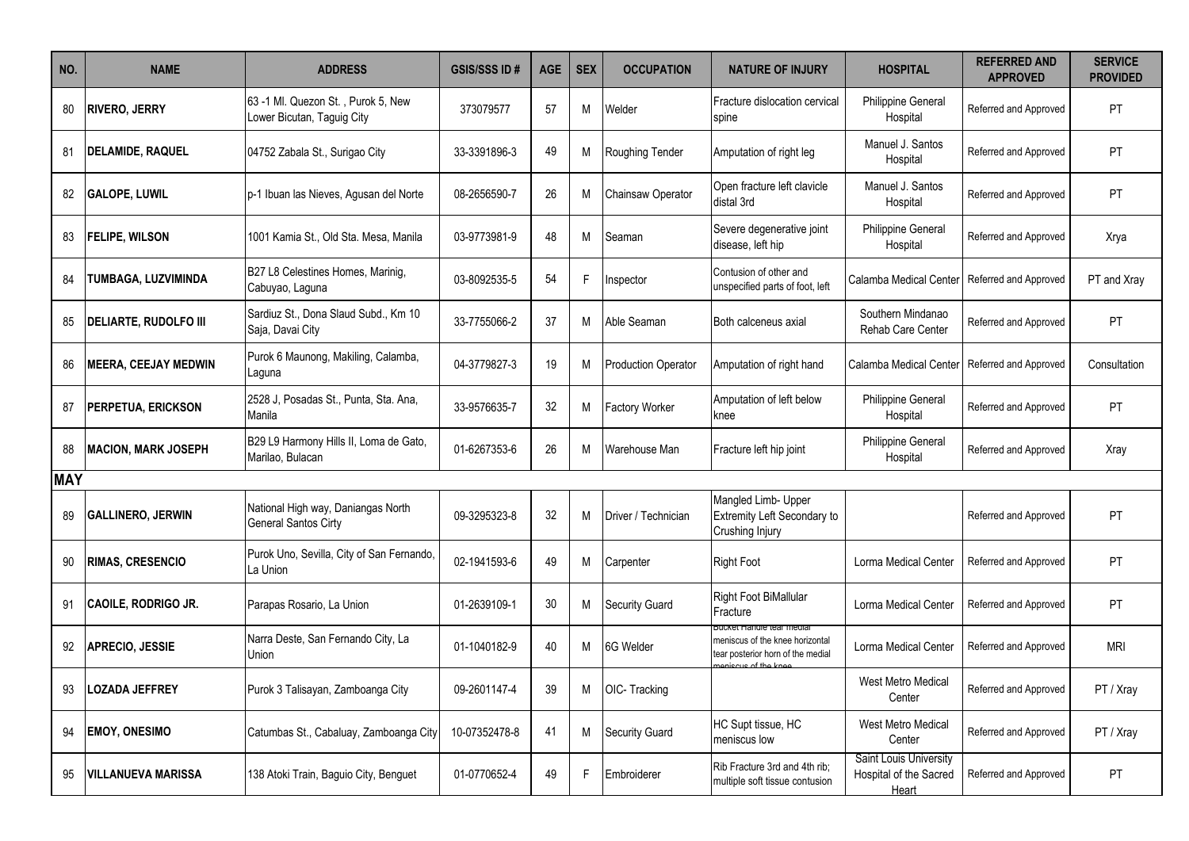| NO. | NAME | ADDRESS | GSIS/SSS ID # | AGE | SEX | OCCUPATION | NATURE OF INJURY | HOSPITAL | REFERRED AND APPROVED | SERVICE PROVIDED |
|---|---|---|---|---|---|---|---|---|---|---|
| 80 | **RIVERO, JERRY** | 63 -1 Ml. Quezon St. , Purok 5, New Lower Bicutan, Taguig City | 373079577 | 57 | M | Welder | Fracture dislocation cervical spine | Philippine General Hospital | Referred and Approved | PT |
| 81 | **DELAMIDE, RAQUEL** | 04752 Zabala St., Surigao City | 33-3391896-3 | 49 | M | Roughing Tender | Amputation of right leg | Manuel J. Santos Hospital | Referred and Approved | PT |
| 82 | **GALOPE, LUWIL** | p-1 Ibuan las Nieves, Agusan del Norte | 08-2656590-7 | 26 | M | Chainsaw Operator | Open fracture left clavicle distal 3rd | Manuel J. Santos Hospital | Referred and Approved | PT |
| 83 | **FELIPE, WILSON** | 1001 Kamia St., Old Sta. Mesa, Manila | 03-9773981-9 | 48 | M | Seaman | Severe degenerative joint disease, left hip | Philippine General Hospital | Referred and Approved | Xrya |
| 84 | **TUMBAGA, LUZVIMINDA** | B27 L8 Celestines Homes, Marinig, Cabuyao, Laguna | 03-8092535-5 | 54 | F | Inspector | Contusion of other and unspecified parts of foot, left | Calamba Medical Center | Referred and Approved | PT and Xray |
| 85 | **DELIARTE, RUDOLFO III** | Sardiuz St., Dona Slaud Subd., Km 10 Saja, Davai City | 33-7755066-2 | 37 | M | Able Seaman | Both calceneus axial | Southern Mindanao Rehab Care Center | Referred and Approved | PT |
| 86 | **MEERA, CEEJAY MEDWIN** | Purok 6 Maunong, Makiling, Calamba, Laguna | 04-3779827-3 | 19 | M | Production Operator | Amputation of right hand | Calamba Medical Center | Referred and Approved | Consultation |
| 87 | **PERPETUA, ERICKSON** | 2528 J, Posadas St., Punta, Sta. Ana, Manila | 33-9576635-7 | 32 | M | Factory Worker | Amputation of left below knee | Philippine General Hospital | Referred and Approved | PT |
| 88 | **MACION, MARK JOSEPH** | B29 L9 Harmony Hills II, Loma de Gato, Marilao, Bulacan | 01-6267353-6 | 26 | M | Warehouse Man | Fracture left hip joint | Philippine General Hospital | Referred and Approved | Xray |
| **MAY** | | | | | | | | | | |
| 89 | **GALLINERO, JERWIN** | National High way, Daniangas North General Santos Cirty | 09-3295323-8 | 32 | M | Driver / Technician | Mangled Limb- Upper Extremity Left Secondary to Crushing Injury | | Referred and Approved | PT |
| 90 | **RIMAS, CRESENCIO** | Purok Uno, Sevilla, City of San Fernando, La Union | 02-1941593-6 | 49 | M | Carpenter | Right Foot | Lorma Medical Center | Referred and Approved | PT |
| 91 | **CAOILE, RODRIGO JR.** | Parapas Rosario, La Union | 01-2639109-1 | 30 | M | Security Guard | Right Foot BiMallular Fracture | Lorma Medical Center | Referred and Approved | PT |
| 92 | **APRECIO, JESSIE** | Narra Deste, San Fernando City, La Union | 01-1040182-9 | 40 | M | 6G Welder | Bucket Handle tear medial meniscus of the knee horizontal tear posterior horn of the medial meniscus of the knee | Lorma Medical Center | Referred and Approved | MRI |
| 93 | **LOZADA JEFFREY** | Purok 3 Talisayan, Zamboanga City | 09-2601147-4 | 39 | M | OIC- Tracking | | West Metro Medical Center | Referred and Approved | PT / Xray |
| 94 | **EMOY, ONESIMO** | Catumbas St., Cabaluay, Zamboanga City | 10-07352478-8 | 41 | M | Security Guard | HC Supt tissue, HC meniscus low | West Metro Medical Center | Referred and Approved | PT / Xray |
| 95 | **VILLANUEVA MARISSA** | 138 Atoki Train, Baguio City, Benguet | 01-0770652-4 | 49 | F | Embroiderer | Rib Fracture 3rd and 4th rib; multiple soft tissue contusion | Saint Louis University Hospital of the Sacred Heart | Referred and Approved | PT |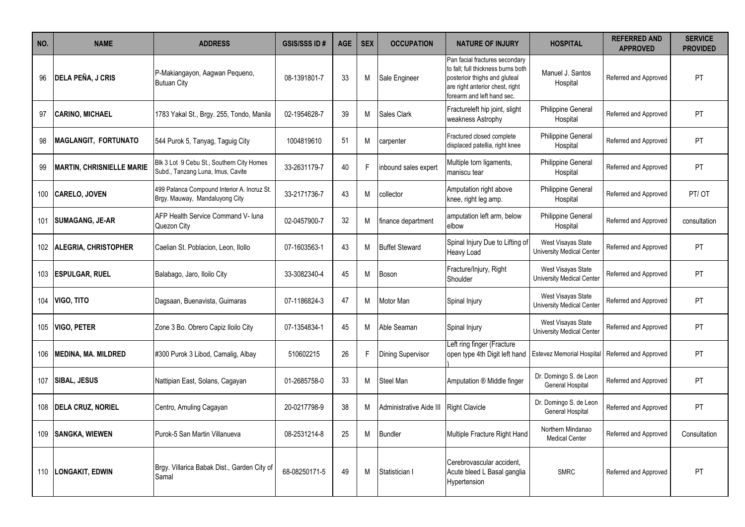| NO. | NAME | ADDRESS | GSIS/SSS ID # | AGE | SEX | OCCUPATION | NATURE OF INJURY | HOSPITAL | REFERRED AND APPROVED | SERVICE PROVIDED |
|---|---|---|---|---|---|---|---|---|---|---|
| 96 | **DELA PEÑA, J CRIS** | P-Makiangayon, Aagwan Pequeno, Butuan City | 08-1391801-7 | 33 | M | Sale Engineer | Pan facial fractures secondary to fall; full thickness burns both posterioir thighs and gluteal are right anterior chest, right forearm and left hand sec. | Manuel J. Santos Hospital | Referred and Approved | PT |
| 97 | **CARINO, MICHAEL** | 1783 Yakal St., Brgy. 255, Tondo, Manila | 02-1954628-7 | 39 | M | Sales Clark | Fractureleft hip joint, slight weakness Astrophy | Philippine General Hospital | Referred and Approved | PT |
| 98 | **MAGLANGIT, FORTUNATO** | 544 Purok 5, Tanyag, Taguig City | 1004819610 | 51 | M | carpenter | Fractured closed complete displaced patellia, right knee | Philippine General Hospital | Referred and Approved | PT |
| 99 | **MARTIN, CHRISNIELLE MARIE** | Blk 3 Lot 9 Cebu St., Southern City Homes Subd., Tanzang Luna, Imus, Cavite | 33-2631179-7 | 40 | F | inbound sales expert | Multiple torn ligaments, maniscu tear | Philippine General Hospital | Referred and Approved | PT |
| 100 | **CARELO, JOVEN** | 499 Palanca Compound Interior A. Incruz St. Brgy. Mauway, Mandaluyong City | 33-2171736-7 | 43 | M | collector | Amputation right above knee, right leg amp. | Philippine General Hospital | Referred and Approved | PT/ OT |
| 101 | **SUMAGANG, JE-AR** | AFP Health Service Command V- luna Quezon City | 02-0457900-7 | 32 | M | finance department | amputation left arm, below elbow | Philippine General Hospital | Referred and Approved | consultation |
| 102 | **ALEGRIA, CHRISTOPHER** | Caelian St. Poblacion, Leon, Ilollo | 07-1603563-1 | 43 | M | Buffet Steward | Spinal Injury Due to Lifting of Heavy Load | West Visayas State University Medical Center | Referred and Approved | PT |
| 103 | **ESPULGAR, RUEL** | Balabago, Jaro, Iloilo City | 33-3082340-4 | 45 | M | Boson | Fracture/Injury, Right Shoulder | West Visayas State University Medical Center | Referred and Approved | PT |
| 104 | **VIGO, TITO** | Dagsaan, Buenavista, Guimaras | 07-1186824-3 | 47 | M | Motor Man | Spinal Injury | West Visayas State University Medical Center | Referred and Approved | PT |
| 105 | **VIGO, PETER** | Zone 3 Bo. Obrero Capiz Iloilo City | 07-1354834-1 | 45 | M | Able Seaman | Spinal Injury | West Visayas State University Medical Center | Referred and Approved | PT |
| 106 | **MEDINA, MA. MILDRED** | #300 Purok 3 Libod, Camalig, Albay | 510602215 | 26 | F | Dining Supervisor | Left ring finger (Fracture open type 4th Digit left hand ) | Estevez Memorial Hospital | Referred and Approved | PT |
| 107 | **SIBAL, JESUS** | Nattipian East, Solans, Cagayan | 01-2685758-0 | 33 | M | Steel Man | Amputation ® Middle finger | Dr. Domingo S. de Leon General Hospital | Referred and Approved | PT |
| 108 | **DELA CRUZ, NORIEL** | Centro, Amuling Cagayan | 20-0217798-9 | 38 | M | Administrative Aide III | Right Clavicle | Dr. Domingo S. de Leon General Hospital | Referred and Approved | PT |
| 109 | **SANGKA, WIEWEN** | Purok-5 San Martin Villanueva | 08-2531214-8 | 25 | M | Bundler | Multiple Fracture Right Hand | Northern Mindanao Medical Center | Referred and Approved | Consultation |
| 110 | **LONGAKIT, EDWIN** | Brgy. Villarica Babak Dist., Garden City of Samal | 68-08250171-5 | 49 | M | Statistician I | Cerebrovascular accident, Acute bleed L Basal ganglia Hypertension | SMRC | Referred and Approved | PT |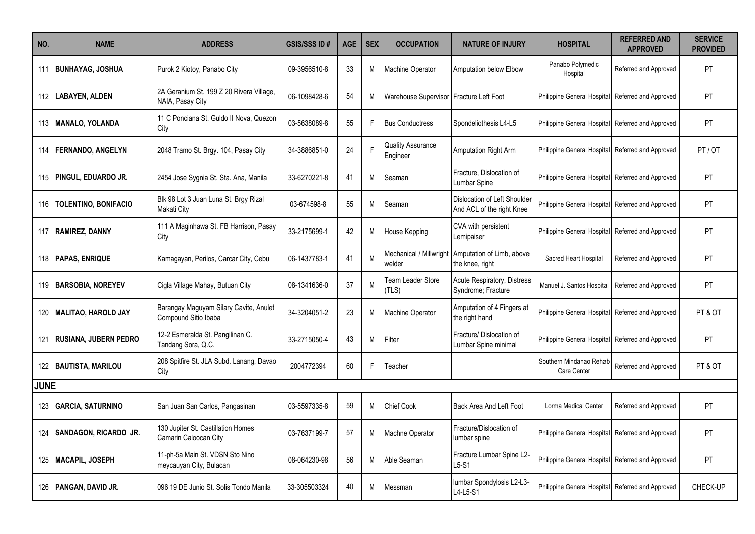| NO. | NAME | ADDRESS | GSIS/SSS ID # | AGE | SEX | OCCUPATION | NATURE OF INJURY | HOSPITAL | REFERRED AND APPROVED | SERVICE PROVIDED |
|---|---|---|---|---|---|---|---|---|---|---|
| 111 | **BUNHAYAG, JOSHUA** | Purok 2 Kiotoy, Panabo City | 09-3956510-8 | 33 | M | Machine Operator | Amputation below Elbow | Panabo Polymedic Hospital | Referred and Approved | PT |
| 112 | **LABAYEN, ALDEN** | 2A Geranium St. 199 Z 20 Rivera Village, NAIA, Pasay City | 06-1098428-6 | 54 | M | Warehouse Supervisor | Fracture Left Foot | Philippine General Hospital | Referred and Approved | PT |
| 113 | **MANALO, YOLANDA** | 11 C Ponciana St. Guldo II Nova, Quezon City | 03-5638089-8 | 55 | F | Bus Conductress | Spondeliothesis L4-L5 | Philippine General Hospital | Referred and Approved | PT |
| 114 | **FERNANDO, ANGELYN** | 2048 Tramo St. Brgy. 104, Pasay City | 34-3886851-0 | 24 | F | Quality Assurance Engineer | Amputation Right Arm | Philippine General Hospital | Referred and Approved | PT / OT |
| 115 | **PINGUL, EDUARDO JR.** | 2454 Jose Sygnia St. Sta. Ana, Manila | 33-6270221-8 | 41 | M | Seaman | Fracture, Dislocation of Lumbar Spine | Philippine General Hospital | Referred and Approved | PT |
| 116 | **TOLENTINO, BONIFACIO** | Blk 98 Lot 3 Juan Luna St. Brgy Rizal Makati City | 03-674598-8 | 55 | M | Seaman | Dislocation of Left Shoulder And ACL of the right Knee | Philippine General Hospital | Referred and Approved | PT |
| 117 | **RAMIREZ, DANNY** | 111 A Maginhawa St. FB Harrison, Pasay City | 33-2175699-1 | 42 | M | House Kepping | CVA with persistent Lemipaiser | Philippine General Hospital | Referred and Approved | PT |
| 118 | **PAPAS, ENRIQUE** | Kamagayan, Perilos, Carcar City, Cebu | 06-1437783-1 | 41 | M | Mechanical / Millwright welder | Amputation of Limb, above the knee, right | Sacred Heart Hospital | Referred and Approved | PT |
| 119 | **BARSOBIA, NOREYEV** | Cigla Village Mahay, Butuan City | 08-1341636-0 | 37 | M | Team Leader Store (TLS) | Acute Respiratory, Distress Syndrome; Fracture | Manuel J. Santos Hospital | Referred and Approved | PT |
| 120 | **MALITAO, HAROLD JAY** | Barangay Maguyam Silary Cavite, Anulet Compound Sitio Ibaba | 34-3204051-2 | 23 | M | Machine Operator | Amputation of 4 Fingers at the right hand | Philippine General Hospital | Referred and Approved | PT & OT |
| 121 | **RUSIANA, JUBERN PEDRO** | 12-2 Esmeralda St. Pangilinan C. Tandang Sora, Q.C. | 33-2715050-4 | 43 | M | Filter | Fracture/ Dislocation of Lumbar Spine minimal | Philippine General Hospital | Referred and Approved | PT |
| 122 | **BAUTISTA, MARILOU** | 208 Spitfire St. JLA Subd. Lanang, Davao City | 2004772394 | 60 | F | Teacher | | Southern Mindanao Rehab Care Center | Referred and Approved | PT & OT |
| **JUNE** | | | | | | | | | | |
| 123 | **GARCIA, SATURNINO** | San Juan San Carlos, Pangasinan | 03-5597335-8 | 59 | M | Chief Cook | Back Area And Left Foot | Lorma Medical Center | Referred and Approved | PT |
| 124 | **SANDAGON, RICARDO JR.** | 130 Jupiter St. Castillation Homes Camarin Caloocan City | 03-7637199-7 | 57 | M | Machne Operator | Fracture/Dislocation of lumbar spine | Philippine General Hospital | Referred and Approved | PT |
| 125 | **MACAPIL, JOSEPH** | 11-ph-5a Main St. VDSN Sto Nino meycauyan City, Bulacan | 08-064230-98 | 56 | M | Able Seaman | Fracture Lumbar Spine L2-L5-S1 | Philippine General Hospital | Referred and Approved | PT |
| 126 | **PANGAN, DAVID JR.** | 096 19 DE Junio St. Solis Tondo Manila | 33-305503324 | 40 | M | Messman | lumbar Spondylosis L2-L3-L4-L5-S1 | Philippine General Hospital | Referred and Approved | CHECK-UP |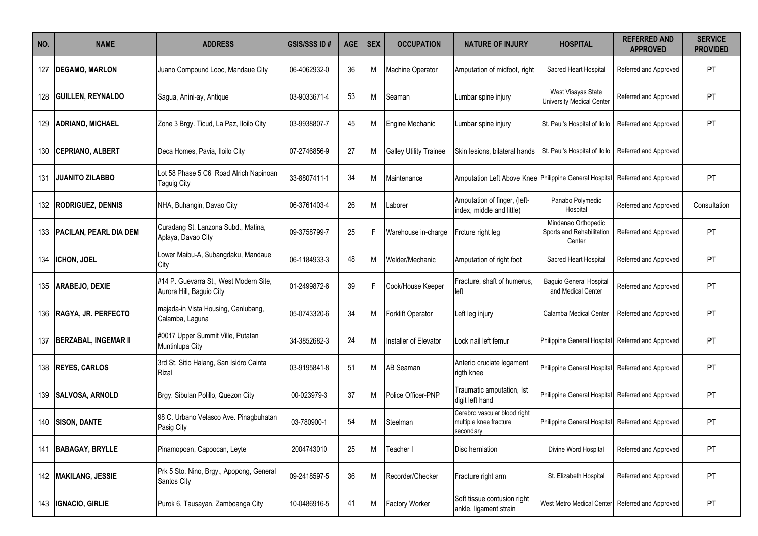| NO. | NAME | ADDRESS | GSIS/SSS ID # | AGE | SEX | OCCUPATION | NATURE OF INJURY | HOSPITAL | REFERRED AND APPROVED | SERVICE PROVIDED |
|---|---|---|---|---|---|---|---|---|---|---|
| 127 | **DEGAMO, MARLON** | Juano Compound Looc, Mandaue City | 06-4062932-0 | 36 | M | Machine Operator | Amputation of midfoot, right | Sacred Heart Hospital | Referred and Approved | PT |
| 128 | **GUILLEN, REYNALDO** | Sagua, Anini-ay, Antique | 03-9033671-4 | 53 | M | Seaman | Lumbar spine injury | West Visayas State University Medical Center | Referred and Approved | PT |
| 129 | **ADRIANO, MICHAEL** | Zone 3 Brgy. Ticud, La Paz, Iloilo City | 03-9938807-7 | 45 | M | Engine Mechanic | Lumbar spine injury | St. Paul's Hospital of Iloilo | Referred and Approved | PT |
| 130 | **CEPRIANO, ALBERT** | Deca Homes, Pavia, Iloilo City | 07-2746856-9 | 27 | M | Galley Utility Trainee | Skin lesions, bilateral hands | St. Paul's Hospital of Iloilo | Referred and Approved | |
| 131 | **JUANITO ZILABBO** | Lot 58 Phase 5 C6 Road Alrich Napinoan Taguig City | 33-8807411-1 | 34 | M | Maintenance | Amputation Left Above Knee | Philippine General Hospital | Referred and Approved | PT |
| 132 | **RODRIGUEZ, DENNIS** | NHA, Buhangin, Davao City | 06-3761403-4 | 26 | M | Laborer | Amputation of finger, (left-index, middle and little) | Panabo Polymedic Hospital | Referred and Approved | Consultation |
| 133 | **PACILAN, PEARL DIA DEM** | Curadang St. Lanzona Subd., Matina, Aplaya, Davao City | 09-3758799-7 | 25 | F | Warehouse in-charge | Frcture right leg | Mindanao Orthopedic Sports and Rehabilitation Center | Referred and Approved | PT |
| 134 | **ICHON, JOEL** | Lower Maibu-A, Subangdaku, Mandaue City | 06-1184933-3 | 48 | M | Welder/Mechanic | Amputation of right foot | Sacred Heart Hospital | Referred and Approved | PT |
| 135 | **ARABEJO, DEXIE** | #14 P. Guevarra St., West Modern Site, Aurora Hill, Baguio City | 01-2499872-6 | 39 | F | Cook/House Keeper | Fracture, shaft of humerus, left | Baguio General Hospital and Medical Center | Referred and Approved | PT |
| 136 | **RAGYA, JR. PERFECTO** | majada-in Vista Housing, Canlubang, Calamba, Laguna | 05-0743320-6 | 34 | M | Forklift Operator | Left leg injury | Calamba Medical Center | Referred and Approved | PT |
| 137 | **BERZABAL, INGEMAR II** | #0017 Upper Summit Ville, Putatan Muntinlupa City | 34-3852682-3 | 24 | M | Installer of Elevator | Lock nail left femur | Philippine General Hospital | Referred and Approved | PT |
| 138 | **REYES, CARLOS** | 3rd St. Sitio Halang, San Isidro Cainta Rizal | 03-9195841-8 | 51 | M | AB Seaman | Anterio cruciate legament rigth knee | Philippine General Hospital | Referred and Approved | PT |
| 139 | **SALVOSA, ARNOLD** | Brgy. Sibulan Polillo, Quezon City | 00-023979-3 | 37 | M | Police Officer-PNP | Traumatic amputation, Ist digit left hand | Philippine General Hospital | Referred and Approved | PT |
| 140 | **SISON, DANTE** | 98 C. Urbano Velasco Ave. Pinagbuhatan Pasig City | 03-780900-1 | 54 | M | Steelman | Cerebro vascular blood right multiple knee fracture secondary | Philippine General Hospital | Referred and Approved | PT |
| 141 | **BABAGAY, BRYLLE** | Pinamopoan, Capoocan, Leyte | 2004743010 | 25 | M | Teacher I | Disc herniation | Divine Word Hospital | Referred and Approved | PT |
| 142 | **MAKILANG, JESSIE** | Prk 5 Sto. Nino, Brgy., Apopong, General Santos City | 09-2418597-5 | 36 | M | Recorder/Checker | Fracture right arm | St. Elizabeth Hospital | Referred and Approved | PT |
| 143 | **IGNACIO, GIRLIE** | Purok 6, Tausayan, Zamboanga City | 10-0486916-5 | 41 | M | Factory Worker | Soft tissue contusion right ankle, ligament strain | West Metro Medical Center | Referred and Approved | PT |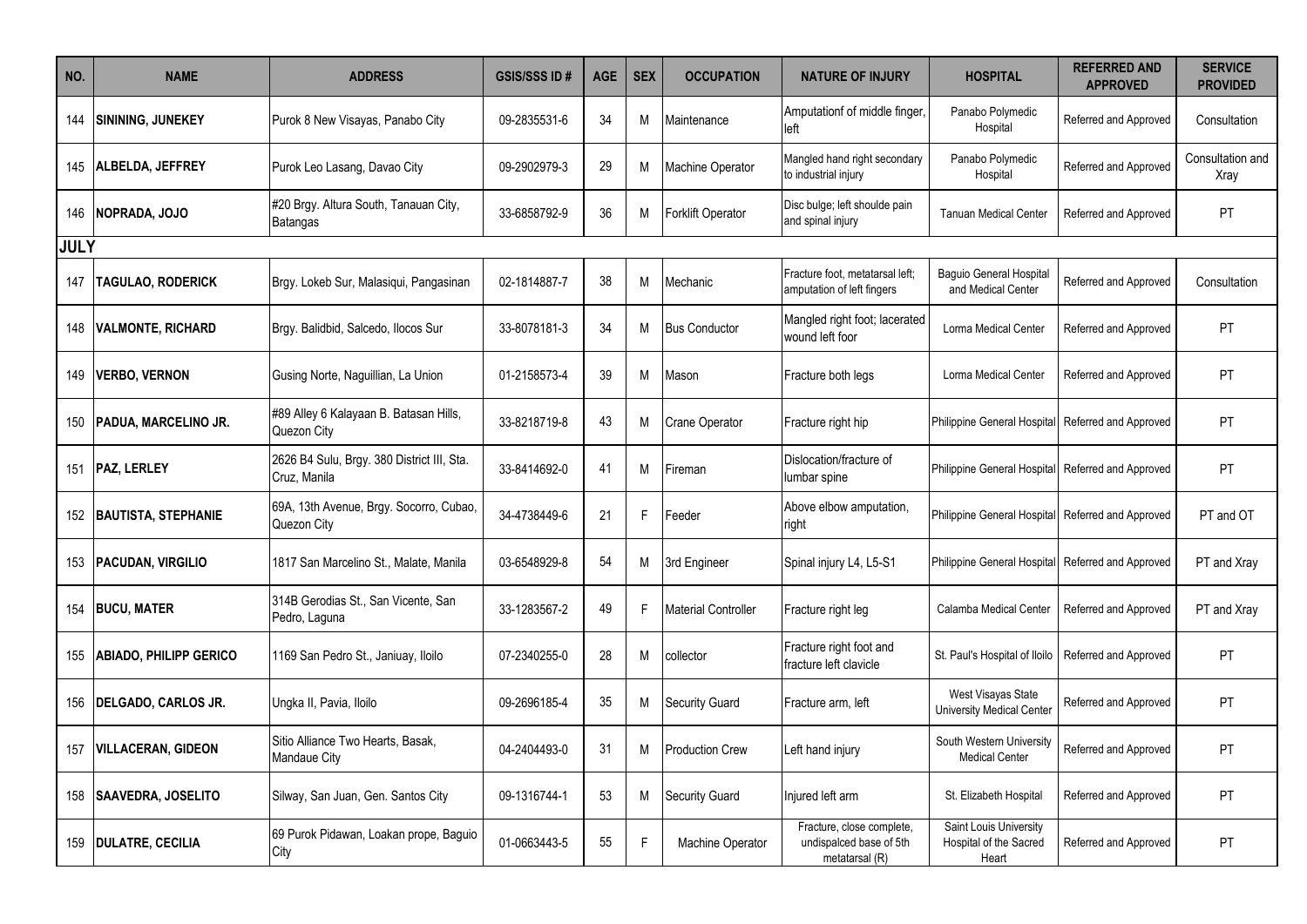| NO. | NAME | ADDRESS | GSIS/SSS ID # | AGE | SEX | OCCUPATION | NATURE OF INJURY | HOSPITAL | REFERRED AND APPROVED | SERVICE PROVIDED |
|---|---|---|---|---|---|---|---|---|---|---|
| 144 | **SININING, JUNEKEY** | Purok 8 New Visayas, Panabo City | 09-2835531-6 | 34 | M | Maintenance | Amputationf of middle finger, left | Panabo Polymedic Hospital | Referred and Approved | Consultation |
| 145 | **ALBELDA, JEFFREY** | Purok Leo Lasang, Davao City | 09-2902979-3 | 29 | M | Machine Operator | Mangled hand right secondary to industrial injury | Panabo Polymedic Hospital | Referred and Approved | Consultation and Xray |
| 146 | **NOPRADA, JOJO** | #20 Brgy. Altura South, Tanauan City, Batangas | 33-6858792-9 | 36 | M | Forklift Operator | Disc bulge; left shoulde pain and spinal injury | Tanuan Medical Center | Referred and Approved | PT |
| **JULY** | | | | | | | | | | |
| 147 | **TAGULAO, RODERICK** | Brgy. Lokeb Sur, Malasiqui, Pangasinan | 02-1814887-7 | 38 | M | Mechanic | Fracture foot, metatarsal left; amputation of left fingers | Baguio General Hospital and Medical Center | Referred and Approved | Consultation |
| 148 | **VALMONTE, RICHARD** | Brgy. Balidbid, Salcedo, Ilocos Sur | 33-8078181-3 | 34 | M | Bus Conductor | Mangled right foot; lacerated wound left foor | Lorma Medical Center | Referred and Approved | PT |
| 149 | **VERBO, VERNON** | Gusing Norte, Naguillian, La Union | 01-2158573-4 | 39 | M | Mason | Fracture both legs | Lorma Medical Center | Referred and Approved | PT |
| 150 | **PADUA, MARCELINO JR.** | #89 Alley 6 Kalayaan B. Batasan Hills, Quezon City | 33-8218719-8 | 43 | M | Crane Operator | Fracture right hip | Philippine General Hospital | Referred and Approved | PT |
| 151 | **PAZ, LERLEY** | 2626 B4 Sulu, Brgy. 380 District III, Sta. Cruz, Manila | 33-8414692-0 | 41 | M | Fireman | Dislocation/fracture of lumbar spine | Philippine General Hospital | Referred and Approved | PT |
| 152 | **BAUTISTA, STEPHANIE** | 69A, 13th Avenue, Brgy. Socorro, Cubao, Quezon City | 34-4738449-6 | 21 | F | Feeder | Above elbow amputation, right | Philippine General Hospital | Referred and Approved | PT and OT |
| 153 | **PACUDAN, VIRGILIO** | 1817 San Marcelino St., Malate, Manila | 03-6548929-8 | 54 | M | 3rd Engineer | Spinal injury L4, L5-S1 | Philippine General Hospital | Referred and Approved | PT and Xray |
| 154 | **BUCU, MATER** | 314B Gerodias St., San Vicente, San Pedro, Laguna | 33-1283567-2 | 49 | F | Material Controller | Fracture right leg | Calamba Medical Center | Referred and Approved | PT and Xray |
| 155 | **ABIADO, PHILIPP GERICO** | 1169 San Pedro St., Janiuay, Iloilo | 07-2340255-0 | 28 | M | collector | Fracture right foot and fracture left clavicle | St. Paul's Hospital of Iloilo | Referred and Approved | PT |
| 156 | **DELGADO, CARLOS JR.** | Ungka II, Pavia, Iloilo | 09-2696185-4 | 35 | M | Security Guard | Fracture arm, left | West Visayas State University Medical Center | Referred and Approved | PT |
| 157 | **VILLACERAN, GIDEON** | Sitio Alliance Two Hearts, Basak, Mandaue City | 04-2404493-0 | 31 | M | Production Crew | Left hand injury | South Western University Medical Center | Referred and Approved | PT |
| 158 | **SAAVEDRA, JOSELITO** | Silway, San Juan, Gen. Santos City | 09-1316744-1 | 53 | M | Security Guard | Injured left arm | St. Elizabeth Hospital | Referred and Approved | PT |
| 159 | **DULATRE, CECILIA** | 69 Purok Pidawan, Loakan prope, Baguio City | 01-0663443-5 | 55 | F | Machine Operator | Fracture, close complete, undispalced base of 5th metatarsal (R) | Saint Louis University Hospital of the Sacred Heart | Referred and Approved | PT |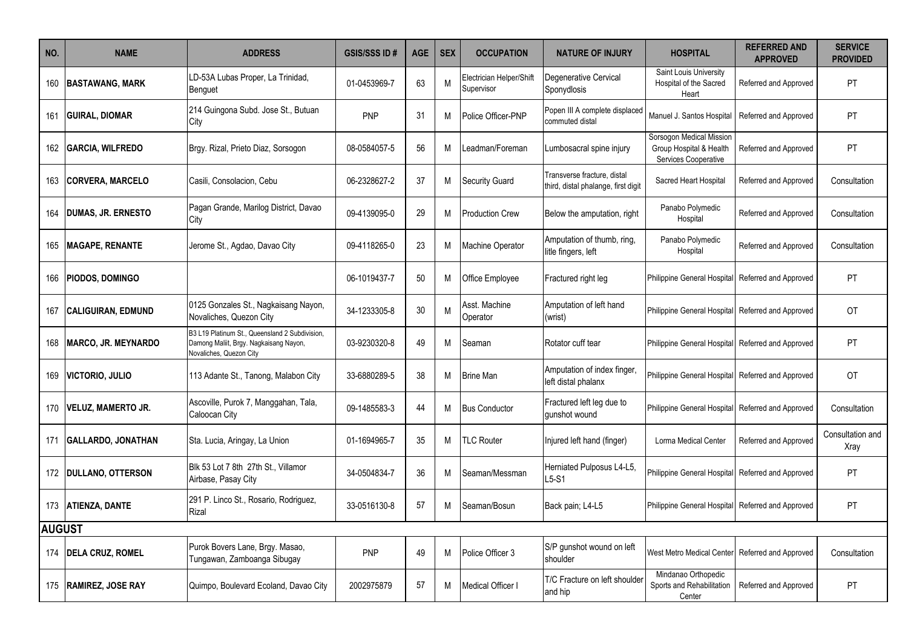| NO. | NAME | ADDRESS | GSIS/SSS ID # | AGE | SEX | OCCUPATION | NATURE OF INJURY | HOSPITAL | REFERRED AND APPROVED | SERVICE PROVIDED |
|---|---|---|---|---|---|---|---|---|---|---|
| 160 | **BASTAWANG, MARK** | LD-53A Lubas Proper, La Trinidad, Benguet | 01-0453969-7 | 63 | M | Electrician Helper/Shift Supervisor | Degenerative Cervical Sponydlosis | Saint Louis University Hospital of the Sacred Heart | Referred and Approved | PT |
| 161 | **GUIRAL, DIOMAR** | 214 Guingona Subd. Jose St., Butuan City | PNP | 31 | M | Police Officer-PNP | Popen III A complete displaced commuted distal | Manuel J. Santos Hospital | Referred and Approved | PT |
| 162 | **GARCIA, WILFREDO** | Brgy. Rizal, Prieto Diaz, Sorsogon | 08-0584057-5 | 56 | M | Leadman/Foreman | Lumbosacral spine injury | Sorsogon Medical Mission Group Hospital & Health Services Cooperative | Referred and Approved | PT |
| 163 | **CORVERA, MARCELO** | Casili, Consolacion, Cebu | 06-2328627-2 | 37 | M | Security Guard | Transverse fracture, distal third, distal phalange, first digit | Sacred Heart Hospital | Referred and Approved | Consultation |
| 164 | **DUMAS, JR. ERNESTO** | Pagan Grande, Marilog District, Davao City | 09-4139095-0 | 29 | M | Production Crew | Below the amputation, right | Panabo Polymedic Hospital | Referred and Approved | Consultation |
| 165 | **MAGAPE, RENANTE** | Jerome St., Agdao, Davao City | 09-4118265-0 | 23 | M | Machine Operator | Amputation of thumb, ring, litle fingers, left | Panabo Polymedic Hospital | Referred and Approved | Consultation |
| 166 | **PIODOS, DOMINGO** | | 06-1019437-7 | 50 | M | Office Employee | Fractured right leg | Philippine General Hospital | Referred and Approved | PT |
| 167 | **CALIGUIRAN, EDMUND** | 0125 Gonzales St., Nagkaisang Nayon, Novaliches, Quezon City | 34-1233305-8 | 30 | M | Asst. Machine Operator | Amputation of left hand (wrist) | Philippine General Hospital | Referred and Approved | OT |
| 168 | **MARCO, JR. MEYNARDO** | B3 L19 Platinum St., Queensland 2 Subdivision, Damong Maliit, Brgy. Nagkaisang Nayon, Novaliches, Quezon City | 03-9230320-8 | 49 | M | Seaman | Rotator cuff tear | Philippine General Hospital | Referred and Approved | PT |
| 169 | **VICTORIO, JULIO** | 113 Adante St., Tanong, Malabon City | 33-6880289-5 | 38 | M | Brine Man | Amputation of index finger, left distal phalanx | Philippine General Hospital | Referred and Approved | OT |
| 170 | **VELUZ, MAMERTO JR.** | Ascoville, Purok 7, Manggahan, Tala, Caloocan City | 09-1485583-3 | 44 | M | Bus Conductor | Fractured left leg due to gunshot wound | Philippine General Hospital | Referred and Approved | Consultation |
| 171 | **GALLARDO, JONATHAN** | Sta. Lucia, Aringay, La Union | 01-1694965-7 | 35 | M | TLC Router | Injured left hand (finger) | Lorma Medical Center | Referred and Approved | Consultation and Xray |
| 172 | **DULLANO, OTTERSON** | Blk 53 Lot 7 8th 27th St., Villamor Airbase, Pasay City | 34-0504834-7 | 36 | M | Seaman/Messman | Herniated Pulposus L4-L5, L5-S1 | Philippine General Hospital | Referred and Approved | PT |
| 173 | **ATIENZA, DANTE** | 291 P. Linco St., Rosario, Rodriguez, Rizal | 33-0516130-8 | 57 | M | Seaman/Bosun | Back pain; L4-L5 | Philippine General Hospital | Referred and Approved | PT |
| **AUGUST** | | | | | | | | | | |
| 174 | **DELA CRUZ, ROMEL** | Purok Bovers Lane, Brgy. Masao, Tungawan, Zamboanga Sibugay | PNP | 49 | M | Police Officer 3 | S/P gunshot wound on left shoulder | West Metro Medical Center | Referred and Approved | Consultation |
| 175 | **RAMIREZ, JOSE RAY** | Quimpo, Boulevard Ecoland, Davao City | 2002975879 | 57 | M | Medical Officer I | T/C Fracture on left shoulder and hip | Mindanao Orthopedic Sports and Rehabilitation Center | Referred and Approved | PT |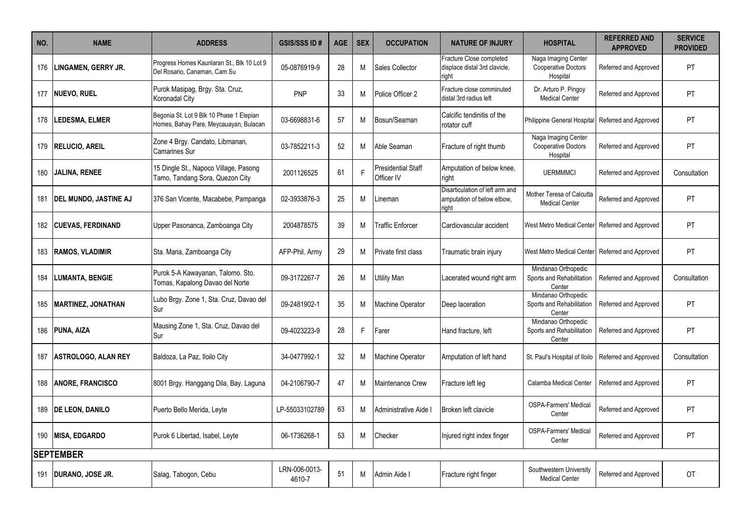| NO. | NAME | ADDRESS | GSIS/SSS ID # | AGE | SEX | OCCUPATION | NATURE OF INJURY | HOSPITAL | REFERRED AND APPROVED | SERVICE PROVIDED |
|---|---|---|---|---|---|---|---|---|---|---|
| 176 | LINGAMEN, GERRY JR. | Progress Homes Kaunlaran St., Blk 10 Lot 9 Del Rosario, Canaman, Cam Su | 05-0876919-9 | 28 | M | Sales Collector | Fracture Close completed displace distal 3rd clavicle, right | Naga Imaging Center Cooperative Doctors Hospital | Referred and Approved | PT |
| 177 | NUEVO, RUEL | Purok Masipag, Brgy. Sta. Cruz, Koronadal City | PNP | 33 | M | Police Officer 2 | Fracture close comminuted distal 3rd radius left | Dr. Arturo P. Pingoy Medical Center | Referred and Approved | PT |
| 178 | LEDESMA, ELMER | Begonia St. Lot 9 Blk 10 Phase 1 Elepian Homes, Bahay Pare, Meycauayan, Bulacan | 03-6698831-6 | 57 | M | Bosun/Seaman | Calcific tendinitis of the rotator cuff | Philippine General Hospital | Referred and Approved | PT |
| 179 | RELUCIO, AREIL | Zone 4 Brgy. Candato, Libmanan, Camarines Sur | 03-7852211-3 | 52 | M | Able Seaman | Fracture of right thumb | Naga Imaging Center Cooperative Doctors Hospital | Referred and Approved | PT |
| 180 | JALINA, RENEE | 15 Dingle St., Napoco Village, Pasong Tamo, Tandang Sora, Quezon City | 2001126525 | 61 | F | Presidential Staff Officer IV | Amputation of below knee, right | UERMMMCI | Referred and Approved | Consultation |
| 181 | DEL MUNDO, JASTINE AJ | 376 San Vicente, Macabebe, Pampanga | 02-3933876-3 | 25 | M | Lineman | Disarticulation of left arm and amputation of below elbow, right | Mother Teresa of Calcutta Medical Center | Referred and Approved | PT |
| 182 | CUEVAS, FERDINAND | Upper Pasonanca, Zamboanga City | 2004878575 | 39 | M | Traffic Enforcer | Cardiovascular accident | West Metro Medical Center | Referred and Approved | PT |
| 183 | RAMOS, VLADIMIR | Sta. Maria, Zamboanga City | AFP-Phil. Army | 29 | M | Private first class | Traumatic brain injury | West Metro Medical Center | Referred and Approved | PT |
| 184 | LUMANTA, BENGIE | Purok 5-A Kawayanan, Talomo. Sto. Tomas, Kapalong Davao del Norte | 09-3172267-7 | 26 | M | Utility Man | Lacerated wound right arm | Mindanao Orthopedic Sports and Rehabilitation Center | Referred and Approved | Consultation |
| 185 | MARTINEZ, JONATHAN | Lubo Brgy. Zone 1, Sta. Cruz, Davao del Sur | 09-2481902-1 | 35 | M | Machine Operator | Deep laceration | Mindanao Orthopedic Sports and Rehabilitation Center | Referred and Approved | PT |
| 186 | PUNA, AIZA | Mausing Zone 1, Sta. Cruz, Davao del Sur | 09-4023223-9 | 28 | F | Farer | Hand fracture, left | Mindanao Orthopedic Sports and Rehabilitation Center | Referred and Approved | PT |
| 187 | ASTROLOGO, ALAN REY | Baldoza, La Paz, Iloilo City | 34-0477992-1 | 32 | M | Machine Operator | Amputation of left hand | St. Paul's Hospital of Iloilo | Referred and Approved | Consultation |
| 188 | ANORE, FRANCISCO | 8001 Brgy. Hanggang Dila, Bay. Laguna | 04-2106790-7 | 47 | M | Maintenance Crew | Fracture left leg | Calamba Medical Center | Referred and Approved | PT |
| 189 | DE LEON, DANILO | Puerto Bello Merida, Leyte | LP-55033102789 | 63 | M | Administrative Aide I | Broken left clavicle | OSPA-Farmers' Medical Center | Referred and Approved | PT |
| 190 | MISA, EDGARDO | Purok 6 Libertad, Isabel, Leyte | 06-1736268-1 | 53 | M | Checker | Injured right index finger | OSPA-Farmers' Medical Center | Referred and Approved | PT |
| **SEPTEMBER** | | | | | | | | | | |
| 191 | DURANO, JOSE JR. | Salag, Tabogon, Cebu | LRN-006-0013-4610-7 | 51 | M | Admin Aide I | Fracture right finger | Southwestern University Medical Center | Referred and Approved | OT |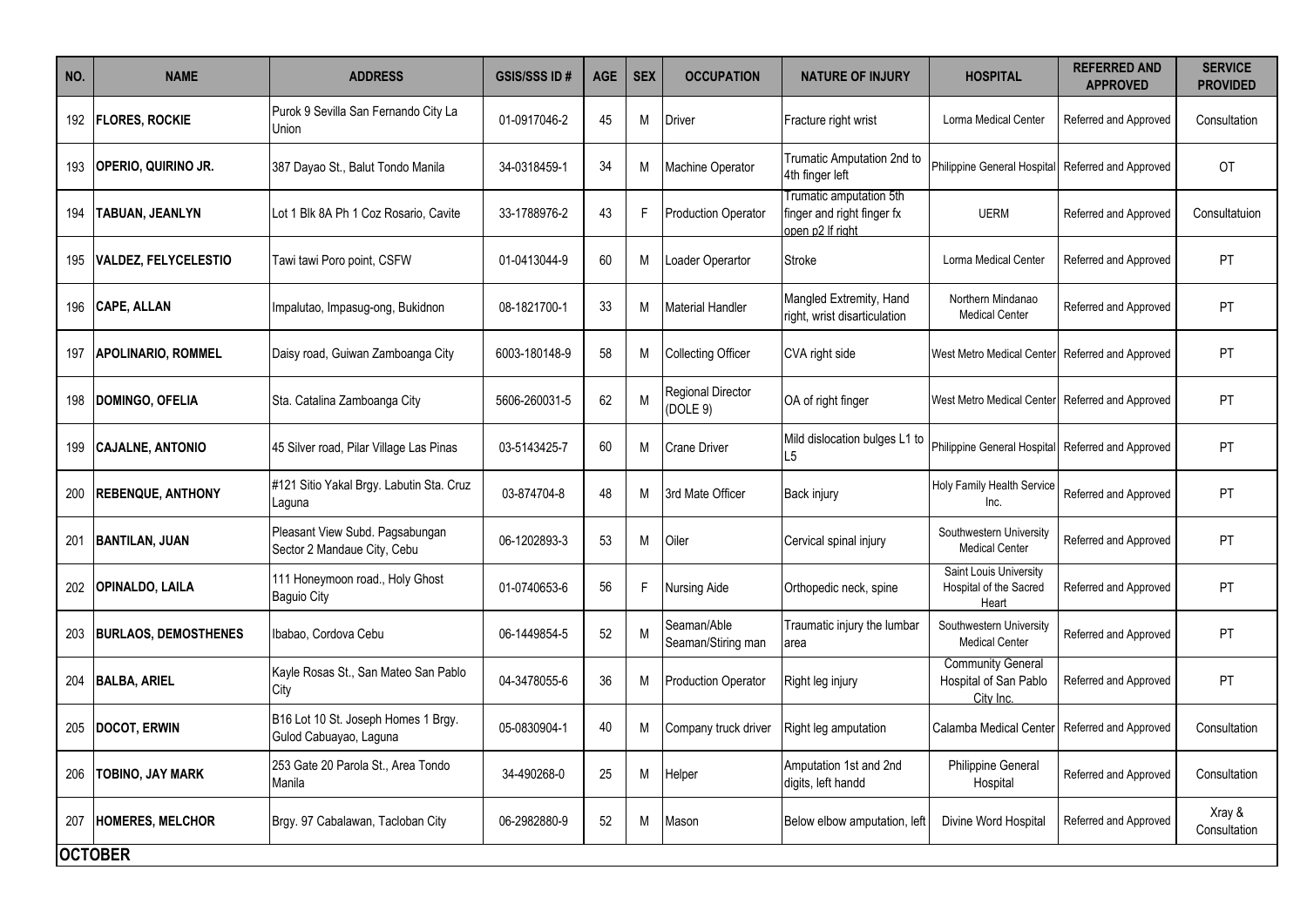| NO. | NAME | ADDRESS | GSIS/SSS ID # | AGE | SEX | OCCUPATION | NATURE OF INJURY | HOSPITAL | REFERRED AND APPROVED | SERVICE PROVIDED |
|---|---|---|---|---|---|---|---|---|---|---|
| 192 | **FLORES, ROCKIE** | Purok 9 Sevilla San Fernando City La Union | 01-0917046-2 | 45 | M | Driver | Fracture right wrist | Lorma Medical Center | Referred and Approved | Consultation |
| 193 | **OPERIO, QUIRINO JR.** | 387 Dayao St., Balut Tondo Manila | 34-0318459-1 | 34 | M | Machine Operator | Trumatic Amputation 2nd to 4th finger left | Philippine General Hospital | Referred and Approved | OT |
| 194 | **TABUAN, JEANLYN** | Lot 1 Blk 8A Ph 1 Coz Rosario, Cavite | 33-1788976-2 | 43 | F | Production Operator | Trumatic amputation 5th finger and right finger fx open p2 lf right | UERM | Referred and Approved | Consultatuion |
| 195 | **VALDEZ, FELYCELESTIO** | Tawi tawi Poro point, CSFW | 01-0413044-9 | 60 | M | Loader Operartor | Stroke | Lorma Medical Center | Referred and Approved | PT |
| 196 | **CAPE, ALLAN** | Impalutao, Impasug-ong, Bukidnon | 08-1821700-1 | 33 | M | Material Handler | Mangled Extremity, Hand right, wrist disarticulation | Northern Mindanao Medical Center | Referred and Approved | PT |
| 197 | **APOLINARIO, ROMMEL** | Daisy road, Guiwan Zamboanga City | 6003-180148-9 | 58 | M | Collecting Officer | CVA right side | West Metro Medical Center | Referred and Approved | PT |
| 198 | **DOMINGO, OFELIA** | Sta. Catalina Zamboanga City | 5606-260031-5 | 62 | M | Regional Director (DOLE 9) | OA of right finger | West Metro Medical Center | Referred and Approved | PT |
| 199 | **CAJALNE, ANTONIO** | 45 Silver road, Pilar Village Las Pinas | 03-5143425-7 | 60 | M | Crane Driver | Mild dislocation bulges L1 to L5 | Philippine General Hospital | Referred and Approved | PT |
| 200 | **REBENQUE, ANTHONY** | #121 Sitio Yakal Brgy. Labutin Sta. Cruz Laguna | 03-874704-8 | 48 | M | 3rd Mate Officer | Back injury | Holy Family Health Service Inc. | Referred and Approved | PT |
| 201 | **BANTILAN, JUAN** | Pleasant View Subd. Pagsabungan Sector 2 Mandaue City, Cebu | 06-1202893-3 | 53 | M | Oiler | Cervical spinal injury | Southwestern University Medical Center | Referred and Approved | PT |
| 202 | **OPINALDO, LAILA** | 111 Honeymoon road., Holy Ghost Baguio City | 01-0740653-6 | 56 | F | Nursing Aide | Orthopedic neck, spine | Saint Louis University Hospital of the Sacred Heart | Referred and Approved | PT |
| 203 | **BURLAOS, DEMOSTHENES** | Ibabao, Cordova Cebu | 06-1449854-5 | 52 | M | Seaman/Able Seaman/Stiring man | Traumatic injury the lumbar area | Southwestern University Medical Center | Referred and Approved | PT |
| 204 | **BALBA, ARIEL** | Kayle Rosas St., San Mateo San Pablo City | 04-3478055-6 | 36 | M | Production Operator | Right leg injury | Community General Hospital of San Pablo City Inc. | Referred and Approved | PT |
| 205 | **DOCOT, ERWIN** | B16 Lot 10 St. Joseph Homes 1 Brgy. Gulod Cabuayao, Laguna | 05-0830904-1 | 40 | M | Company truck driver | Right leg amputation | Calamba Medical Center | Referred and Approved | Consultation |
| 206 | **TOBINO, JAY MARK** | 253 Gate 20 Parola St., Area Tondo Manila | 34-490268-0 | 25 | M | Helper | Amputation 1st and 2nd digits, left handd | Philippine General Hospital | Referred and Approved | Consultation |
| 207 | **HOMERES, MELCHOR** | Brgy. 97 Cabalawan, Tacloban City | 06-2982880-9 | 52 | M | Mason | Below elbow amputation, left | Divine Word Hospital | Referred and Approved | Xray & Consultation |
| **OCTOBER** | | | | | | | | | | |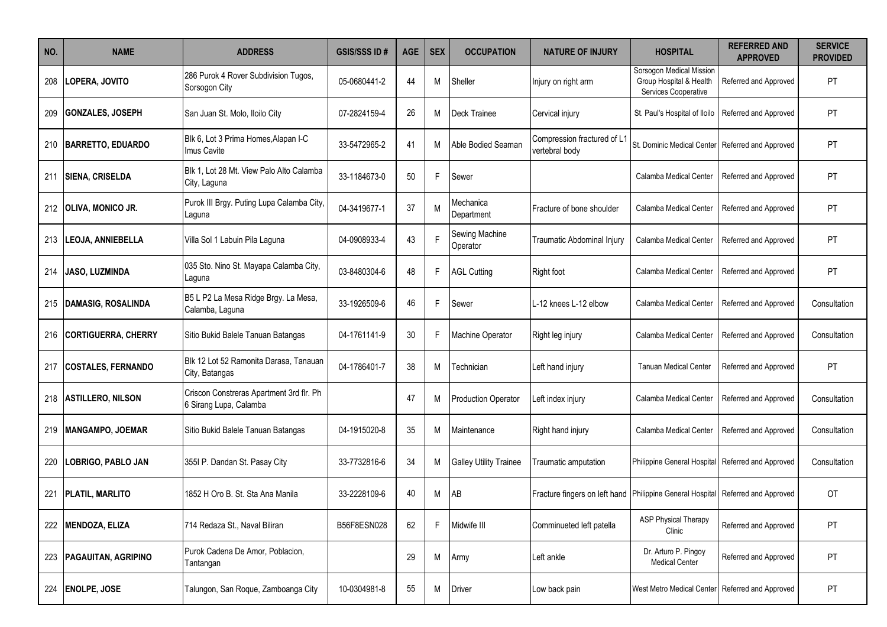| NO. | NAME | ADDRESS | GSIS/SSS ID # | AGE | SEX | OCCUPATION | NATURE OF INJURY | HOSPITAL | REFERRED AND APPROVED | SERVICE PROVIDED |
|---|---|---|---|---|---|---|---|---|---|---|
| 208 | **LOPERA, JOVITO** | 286 Purok 4 Rover Subdivision Tugos, Sorsogon City | 05-0680441-2 | 44 | M | Sheller | Injury on right arm | Sorsogon Medical Mission Group Hospital & Health Services Cooperative | Referred and Approved | PT |
| 209 | **GONZALES, JOSEPH** | San Juan St. Molo, Iloilo City | 07-2824159-4 | 26 | M | Deck Trainee | Cervical injury | St. Paul's Hospital of Iloilo | Referred and Approved | PT |
| 210 | **BARRETTO, EDUARDO** | Blk 6, Lot 3 Prima Homes,Alapan I-C Imus Cavite | 33-5472965-2 | 41 | M | Able Bodied Seaman | Compression fractured of L1 vertebral body | St. Dominic Medical Center | Referred and Approved | PT |
| 211 | **SIENA, CRISELDA** | Blk 1, Lot 28 Mt. View Palo Alto Calamba City, Laguna | 33-1184673-0 | 50 | F | Sewer | | Calamba Medical Center | Referred and Approved | PT |
| 212 | **OLIVA, MONICO JR.** | Purok III Brgy. Puting Lupa Calamba City, Laguna | 04-3419677-1 | 37 | M | Mechanica Department | Fracture of bone shoulder | Calamba Medical Center | Referred and Approved | PT |
| 213 | **LEOJA, ANNIEBELLA** | Villa Sol 1 Labuin Pila Laguna | 04-0908933-4 | 43 | F | Sewing Machine Operator | Traumatic Abdominal Injury | Calamba Medical Center | Referred and Approved | PT |
| 214 | **JASO, LUZMINDA** | 035 Sto. Nino St. Mayapa Calamba City, Laguna | 03-8480304-6 | 48 | F | AGL Cutting | Right foot | Calamba Medical Center | Referred and Approved | PT |
| 215 | **DAMASIG, ROSALINDA** | B5 L P2 La Mesa Ridge Brgy. La Mesa, Calamba, Laguna | 33-1926509-6 | 46 | F | Sewer | L-12 knees L-12 elbow | Calamba Medical Center | Referred and Approved | Consultation |
| 216 | **CORTIGUERRA, CHERRY** | Sitio Bukid Balele Tanuan Batangas | 04-1761141-9 | 30 | F | Machine Operator | Right leg injury | Calamba Medical Center | Referred and Approved | Consultation |
| 217 | **COSTALES, FERNANDO** | Blk 12 Lot 52 Ramonita Darasa, Tanauan City, Batangas | 04-1786401-7 | 38 | M | Technician | Left hand injury | Tanuan Medical Center | Referred and Approved | PT |
| 218 | **ASTILLERO, NILSON** | Criscon Constreras Apartment 3rd flr. Ph 6 Sirang Lupa, Calamba | | 47 | M | Production Operator | Left index injury | Calamba Medical Center | Referred and Approved | Consultation |
| 219 | **MANGAMPO, JOEMAR** | Sitio Bukid Balele Tanuan Batangas | 04-1915020-8 | 35 | M | Maintenance | Right hand injury | Calamba Medical Center | Referred and Approved | Consultation |
| 220 | **LOBRIGO, PABLO JAN** | 355I P. Dandan St. Pasay City | 33-7732816-6 | 34 | M | Galley Utility Trainee | Traumatic amputation | Philippine General Hospital | Referred and Approved | Consultation |
| 221 | **PLATIL, MARLITO** | 1852 H Oro B. St. Sta Ana Manila | 33-2228109-6 | 40 | M | AB | Fracture fingers on left hand | Philippine General Hospital | Referred and Approved | OT |
| 222 | **MENDOZA, ELIZA** | 714 Redaza St., Naval Biliran | B56F8ESN028 | 62 | F | Midwife III | Comminueted left patella | ASP Physical Therapy Clinic | Referred and Approved | PT |
| 223 | **PAGAUITAN, AGRIPINO** | Purok Cadena De Amor, Poblacion, Tantangan | | 29 | M | Army | Left ankle | Dr. Arturo P. Pingoy Medical Center | Referred and Approved | PT |
| 224 | **ENOLPE, JOSE** | Talungon, San Roque, Zamboanga City | 10-0304981-8 | 55 | M | Driver | Low back pain | West Metro Medical Center | Referred and Approved | PT |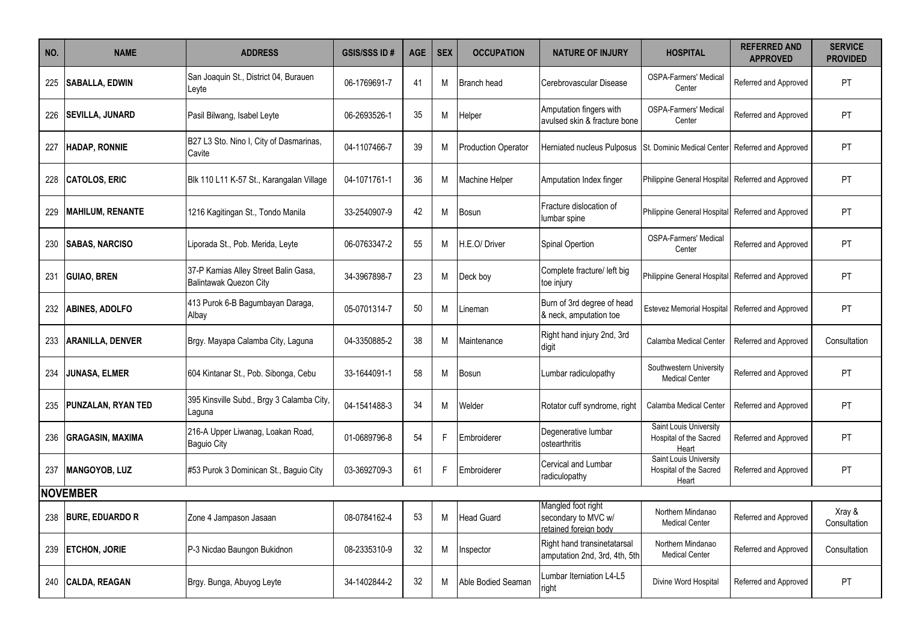| NO. | NAME | ADDRESS | GSIS/SSS ID # | AGE | SEX | OCCUPATION | NATURE OF INJURY | HOSPITAL | REFERRED AND APPROVED | SERVICE PROVIDED |
|---|---|---|---|---|---|---|---|---|---|---|
| 225 | **SABALLA, EDWIN** | San Joaquin St., District 04, Burauen Leyte | 06-1769691-7 | 41 | M | Branch head | Cerebrovascular Disease | OSPA-Farmers' Medical Center | Referred and Approved | PT |
| 226 | **SEVILLA, JUNARD** | Pasil Bilwang, Isabel Leyte | 06-2693526-1 | 35 | M | Helper | Amputation fingers with avulsed skin & fracture bone | OSPA-Farmers' Medical Center | Referred and Approved | PT |
| 227 | **HADAP, RONNIE** | B27 L3 Sto. Nino I, City of Dasmarinas, Cavite | 04-1107466-7 | 39 | M | Production Operator | Herniated nucleus Pulposus | St. Dominic Medical Center | Referred and Approved | PT |
| 228 | **CATOLOS, ERIC** | Blk 110 L11 K-57 St., Karangalan Village | 04-1071761-1 | 36 | M | Machine Helper | Amputation Index finger | Philippine General Hospital | Referred and Approved | PT |
| 229 | **MAHILUM, RENANTE** | 1216 Kagitingan St., Tondo Manila | 33-2540907-9 | 42 | M | Bosun | Fracture dislocation of lumbar spine | Philippine General Hospital | Referred and Approved | PT |
| 230 | **SABAS, NARCISO** | Liporada St., Pob. Merida, Leyte | 06-0763347-2 | 55 | M | H.E.O/ Driver | Spinal Opertion | OSPA-Farmers' Medical Center | Referred and Approved | PT |
| 231 | **GUIAO, BREN** | 37-P Kamias Alley Street Balin Gasa, Balintawak Quezon City | 34-3967898-7 | 23 | M | Deck boy | Complete fracture/ left big toe injury | Philippine General Hospital | Referred and Approved | PT |
| 232 | **ABINES, ADOLFO** | 413 Purok 6-B Bagumbayan Daraga, Albay | 05-0701314-7 | 50 | M | Lineman | Burn of 3rd degree of head & neck, amputation toe | Estevez Memorial Hospital | Referred and Approved | PT |
| 233 | **ARANILLA, DENVER** | Brgy. Mayapa Calamba City, Laguna | 04-3350885-2 | 38 | M | Maintenance | Right hand injury 2nd, 3rd digit | Calamba Medical Center | Referred and Approved | Consultation |
| 234 | **JUNASA, ELMER** | 604 Kintanar St., Pob. Sibonga, Cebu | 33-1644091-1 | 58 | M | Bosun | Lumbar radiculopathy | Southwestern University Medical Center | Referred and Approved | PT |
| 235 | **PUNZALAN, RYAN TED** | 395 Kinsville Subd., Brgy 3 Calamba City, Laguna | 04-1541488-3 | 34 | M | Welder | Rotator cuff syndrome, right | Calamba Medical Center | Referred and Approved | PT |
| 236 | **GRAGASIN, MAXIMA** | 216-A Upper Liwanag, Loakan Road, Baguio City | 01-0689796-8 | 54 | F | Embroiderer | Degenerative lumbar ostearthritis | Saint Louis University Hospital of the Sacred Heart | Referred and Approved | PT |
| 237 | **MANGOYOB, LUZ** | #53 Purok 3 Dominican St., Baguio City | 03-3692709-3 | 61 | F | Embroiderer | Cervical and Lumbar radiculopathy | Saint Louis University Hospital of the Sacred Heart | Referred and Approved | PT |
| **NOVEMBER** | | | | | | | | | | |
| 238 | **BURE, EDUARDO R** | Zone 4 Jampason Jasaan | 08-0784162-4 | 53 | M | Head Guard | Mangled foot right secondary to MVC w/ retained foreign body | Northern Mindanao Medical Center | Referred and Approved | Xray & Consultation |
| 239 | **ETCHON, JORIE** | P-3 Nicdao Baungon Bukidnon | 08-2335310-9 | 32 | M | Inspector | Right hand transinetatarsal amputation 2nd, 3rd, 4th, 5th | Northern Mindanao Medical Center | Referred and Approved | Consultation |
| 240 | **CALDA, REAGAN** | Brgy. Bunga, Abuyog Leyte | 34-1402844-2 | 32 | M | Able Bodied Seaman | Lumbar Iterniation L4-L5 right | Divine Word Hospital | Referred and Approved | PT |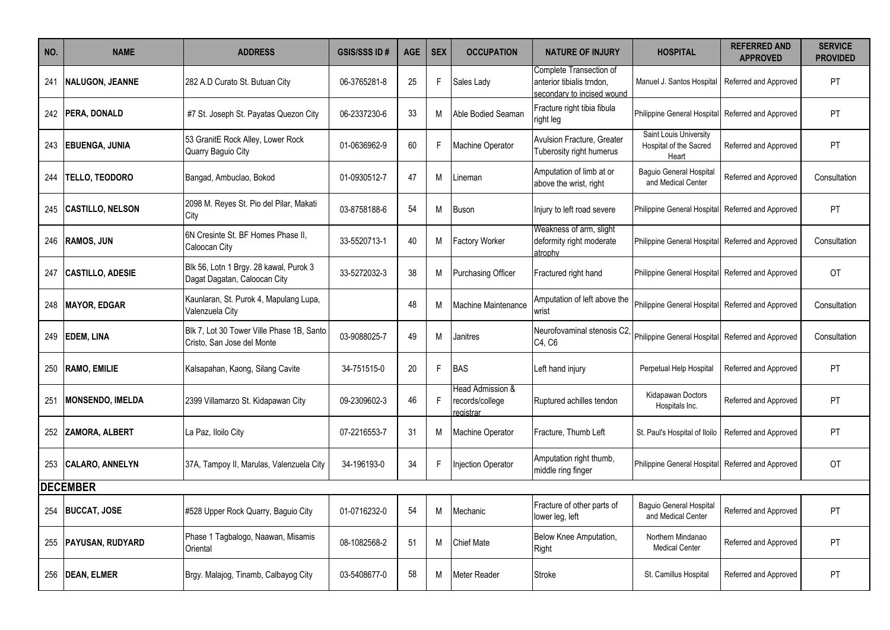| NO. | NAME | ADDRESS | GSIS/SSS ID # | AGE | SEX | OCCUPATION | NATURE OF INJURY | HOSPITAL | REFERRED AND APPROVED | SERVICE PROVIDED |
|---|---|---|---|---|---|---|---|---|---|---|
| 241 | **NALUGON, JEANNE** | 282 A.D Curato St. Butuan City | 06-3765281-8 | 25 | F | Sales Lady | Complete Transection of anterior tibialis trndon, secondary to incised wound | Manuel J. Santos Hospital | Referred and Approved | PT |
| 242 | **PERA, DONALD** | #7 St. Joseph St. Payatas Quezon City | 06-2337230-6 | 33 | M | Able Bodied Seaman | Fracture right tibia fibula right leg | Philippine General Hospital | Referred and Approved | PT |
| 243 | **EBUENGA, JUNIA** | 53 GranitE Rock Alley, Lower Rock Quarry Baguio City | 01-0636962-9 | 60 | F | Machine Operator | Avulsion Fracture, Greater Tuberosity right humerus | Saint Louis University Hospital of the Sacred Heart | Referred and Approved | PT |
| 244 | **TELLO, TEODORO** | Bangad, Ambuclao, Bokod | 01-0930512-7 | 47 | M | Lineman | Amputation of limb at or above the wrist, right | Baguio General Hospital and Medical Center | Referred and Approved | Consultation |
| 245 | **CASTILLO, NELSON** | 2098 M. Reyes St. Pio del Pilar, Makati City | 03-8758188-6 | 54 | M | Buson | Injury to left road severe | Philippine General Hospital | Referred and Approved | PT |
| 246 | **RAMOS, JUN** | 6N Cresinte St. BF Homes Phase II, Caloocan City | 33-5520713-1 | 40 | M | Factory Worker | Weakness of arm, slight deformity right moderate atrophy | Philippine General Hospital | Referred and Approved | Consultation |
| 247 | **CASTILLO, ADESIE** | Blk 56, Lotn 1 Brgy. 28 kawal, Purok 3 Dagat Dagatan, Caloocan City | 33-5272032-3 | 38 | M | Purchasing Officer | Fractured right hand | Philippine General Hospital | Referred and Approved | OT |
| 248 | **MAYOR, EDGAR** | Kaunlaran, St. Purok 4, Mapulang Lupa, Valenzuela City | | 48 | M | Machine Maintenance | Amputation of left above the wrist | Philippine General Hospital | Referred and Approved | Consultation |
| 249 | **EDEM, LINA** | Blk 7, Lot 30 Tower Ville Phase 1B, Santo Cristo, San Jose del Monte | 03-9088025-7 | 49 | M | Janitres | Neurofovaminal stenosis C2, C4, C6 | Philippine General Hospital | Referred and Approved | Consultation |
| 250 | **RAMO, EMILIE** | Kalsapahan, Kaong, Silang Cavite | 34-751515-0 | 20 | F | BAS | Left hand injury | Perpetual Help Hospital | Referred and Approved | PT |
| 251 | **MONSENDO, IMELDA** | 2399 Villamarzo St. Kidapawan City | 09-2309602-3 | 46 | F | Head Admission & records/college registrar | Ruptured achilles tendon | Kidapawan Doctors Hospitals Inc. | Referred and Approved | PT |
| 252 | **ZAMORA, ALBERT** | La Paz, Iloilo City | 07-2216553-7 | 31 | M | Machine Operator | Fracture, Thumb Left | St. Paul's Hospital of Iloilo | Referred and Approved | PT |
| 253 | **CALARO, ANNELYN** | 37A, Tampoy II, Marulas, Valenzuela City | 34-196193-0 | 34 | F | Injection Operator | Amputation right thumb, middle ring finger | Philippine General Hospital | Referred and Approved | OT |
| **DECEMBER** | | | | | | | | | | |
| 254 | **BUCCAT, JOSE** | #528 Upper Rock Quarry, Baguio City | 01-0716232-0 | 54 | M | Mechanic | Fracture of other parts of lower leg, left | Baguio General Hospital and Medical Center | Referred and Approved | PT |
| 255 | **PAYUSAN, RUDYARD** | Phase 1 Tagbalogo, Naawan, Misamis Oriental | 08-1082568-2 | 51 | M | Chief Mate | Below Knee Amputation, Right | Northern Mindanao Medical Center | Referred and Approved | PT |
| 256 | **DEAN, ELMER** | Brgy. Malajog, Tinamb, Calbayog City | 03-5408677-0 | 58 | M | Meter Reader | Stroke | St. Camillus Hospital | Referred and Approved | PT |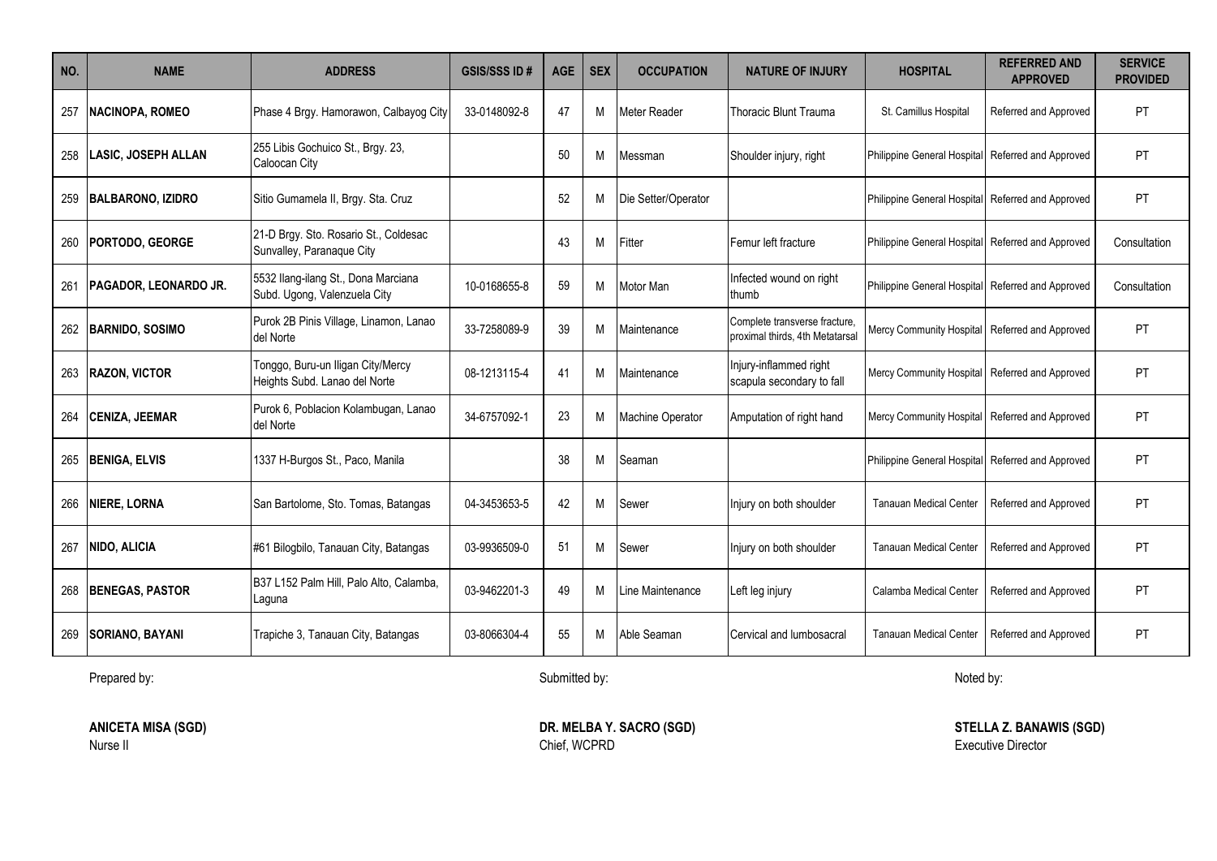| NO. | NAME | ADDRESS | GSIS/SSS ID # | AGE | SEX | OCCUPATION | NATURE OF INJURY | HOSPITAL | REFERRED AND APPROVED | SERVICE PROVIDED |
|---|---|---|---|---|---|---|---|---|---|---|
| 257 | **NACINOPA, ROMEO** | Phase 4 Brgy. Hamorawon, Calbayog City | 33-0148092-8 | 47 | M | Meter Reader | Thoracic Blunt Trauma | St. Camillus Hospital | Referred and Approved | PT |
| 258 | **LASIC, JOSEPH ALLAN** | 255 Libis Gochuico St., Brgy. 23, Caloocan City | | 50 | M | Messman | Shoulder injury, right | Philippine General Hospital | Referred and Approved | PT |
| 259 | **BALBARONO, IZIDRO** | Sitio Gumamela II, Brgy. Sta. Cruz | | 52 | M | Die Setter/Operator | | Philippine General Hospital | Referred and Approved | PT |
| 260 | **PORTODO, GEORGE** | 21-D Brgy. Sto. Rosario St., Coldesac Sunvalley, Paranaque City | | 43 | M | Fitter | Femur left fracture | Philippine General Hospital | Referred and Approved | Consultation |
| 261 | **PAGADOR, LEONARDO JR.** | 5532 Ilang-ilang St., Dona Marciana Subd. Ugong, Valenzuela City | 10-0168655-8 | 59 | M | Motor Man | Infected wound on right thumb | Philippine General Hospital | Referred and Approved | Consultation |
| 262 | **BARNIDO, SOSIMO** | Purok 2B Pinis Village, Linamon, Lanao del Norte | 33-7258089-9 | 39 | M | Maintenance | Complete transverse fracture, proximal thirds, 4th Metatarsal | Mercy Community Hospital | Referred and Approved | PT |
| 263 | **RAZON, VICTOR** | Tonggo, Buru-un Iligan City/Mercy Heights Subd. Lanao del Norte | 08-1213115-4 | 41 | M | Maintenance | Injury-inflammed right scapula secondary to fall | Mercy Community Hospital | Referred and Approved | PT |
| 264 | **CENIZA, JEEMAR** | Purok 6, Poblacion Kolambugan, Lanao del Norte | 34-6757092-1 | 23 | M | Machine Operator | Amputation of right hand | Mercy Community Hospital | Referred and Approved | PT |
| 265 | **BENIGA, ELVIS** | 1337 H-Burgos St., Paco, Manila | | 38 | M | Seaman | | Philippine General Hospital | Referred and Approved | PT |
| 266 | **NIERE, LORNA** | San Bartolome, Sto. Tomas, Batangas | 04-3453653-5 | 42 | M | Sewer | Injury on both shoulder | Tanauan Medical Center | Referred and Approved | PT |
| 267 | **NIDO, ALICIA** | #61 Bilogbilo, Tanauan City, Batangas | 03-9936509-0 | 51 | M | Sewer | Injury on both shoulder | Tanauan Medical Center | Referred and Approved | PT |
| 268 | **BENEGAS, PASTOR** | B37 L152 Palm Hill, Palo Alto, Calamba, Laguna | 03-9462201-3 | 49 | M | Line Maintenance | Left leg injury | Calamba Medical Center | Referred and Approved | PT |
| 269 | **SORIANO, BAYANI** | Trapiche 3, Tanauan City, Batangas | 03-8066304-4 | 55 | M | Able Seaman | Cervical and lumbosacral | Tanauan Medical Center | Referred and Approved | PT |

Prepared by:

**ANICETA MISA (SGD)**
Nurse II

Submitted by:

**DR. MELBA Y. SACRO (SGD)**
Chief, WCPRD

Noted by:

**STELLA Z. BANAWIS (SGD)**
Executive Director